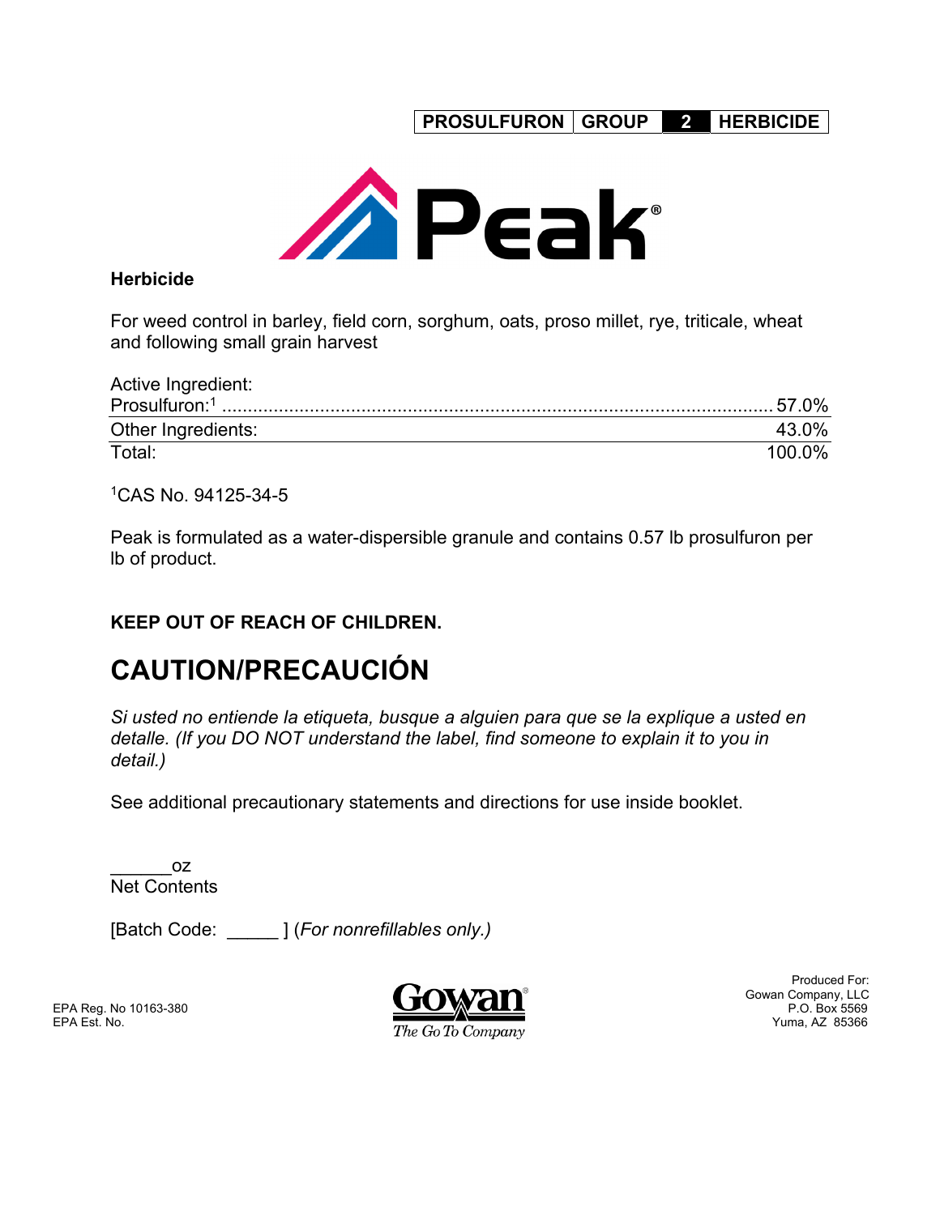PROSULFURON | GROUP | 2 | HERBICIDE

# Peak®

**Herbicide**

For weed control in barley, field corn, sorghum, oats, proso millet, rye, triticale, wheat and following small grain harvest

| Active Ingredient: | |
|---|---|
| Prosulfuron:[1] | 57.0% |
| Other Ingredients: | 43.0% |
| Total: | 100.0% |

[1]CAS No. 94125-34-5

Peak is formulated as a water-dispersible granule and contains 0.57 lb prosulfuron per lb of product.

**KEEP OUT OF REACH OF CHILDREN.**

## CAUTION/PRECAUCIÓN

*Si usted no entiende la etiqueta, busque a alguien para que se la explique a usted en detalle. (If you DO NOT understand the label, find someone to explain it to you in detail.)*

See additional precautionary statements and directions for use inside booklet.

______oz
Net Contents

[Batch Code: _____ ] (*For nonrefillables only.)*

EPA Reg. No 10163-380
EPA Est. No.

Gowan®
*The Go To Company*

Produced For:
Gowan Company, LLC
P.O. Box 5569
Yuma, AZ 85366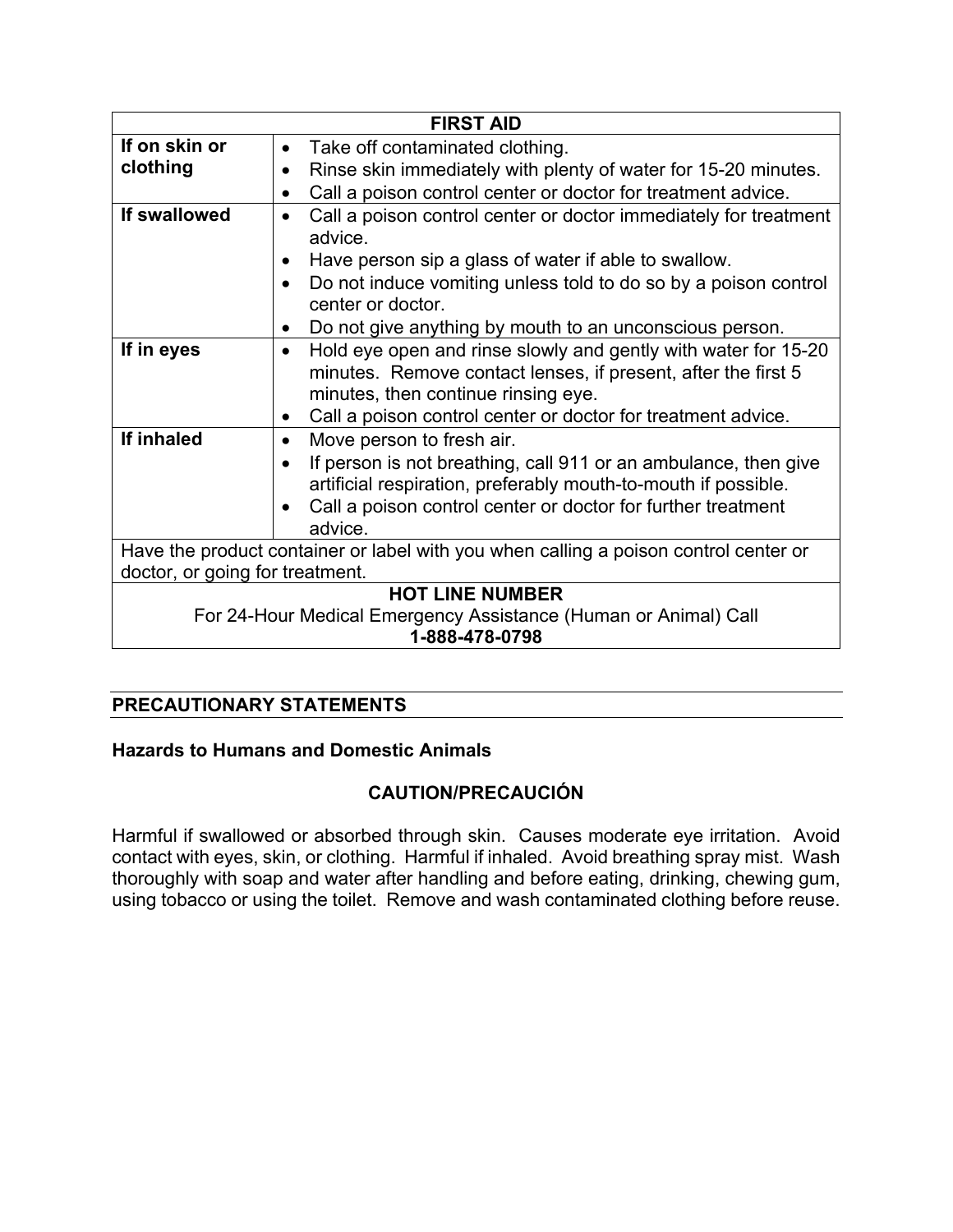| FIRST AID | |
|---|---|
| **If on skin or clothing** | • Take off contaminated clothing.<br>• Rinse skin immediately with plenty of water for 15-20 minutes.<br>• Call a poison control center or doctor for treatment advice. |
| **If swallowed** | • Call a poison control center or doctor immediately for treatment advice.<br>• Have person sip a glass of water if able to swallow.<br>• Do not induce vomiting unless told to do so by a poison control center or doctor.<br>• Do not give anything by mouth to an unconscious person. |
| **If in eyes** | • Hold eye open and rinse slowly and gently with water for 15-20 minutes. Remove contact lenses, if present, after the first 5 minutes, then continue rinsing eye.<br>• Call a poison control center or doctor for treatment advice. |
| **If inhaled** | • Move person to fresh air.<br>• If person is not breathing, call 911 or an ambulance, then give artificial respiration, preferably mouth-to-mouth if possible.<br>• Call a poison control center or doctor for further treatment advice. |
| Have the product container or label with you when calling a poison control center or doctor, or going for treatment. | |
| **HOT LINE NUMBER**<br>For 24-Hour Medical Emergency Assistance (Human or Animal) Call<br>**1-888-478-0798** | |

## PRECAUTIONARY STATEMENTS

### Hazards to Humans and Domestic Animals

**CAUTION/PRECAUCIÓN**

Harmful if swallowed or absorbed through skin. Causes moderate eye irritation. Avoid contact with eyes, skin, or clothing. Harmful if inhaled. Avoid breathing spray mist. Wash thoroughly with soap and water after handling and before eating, drinking, chewing gum, using tobacco or using the toilet. Remove and wash contaminated clothing before reuse.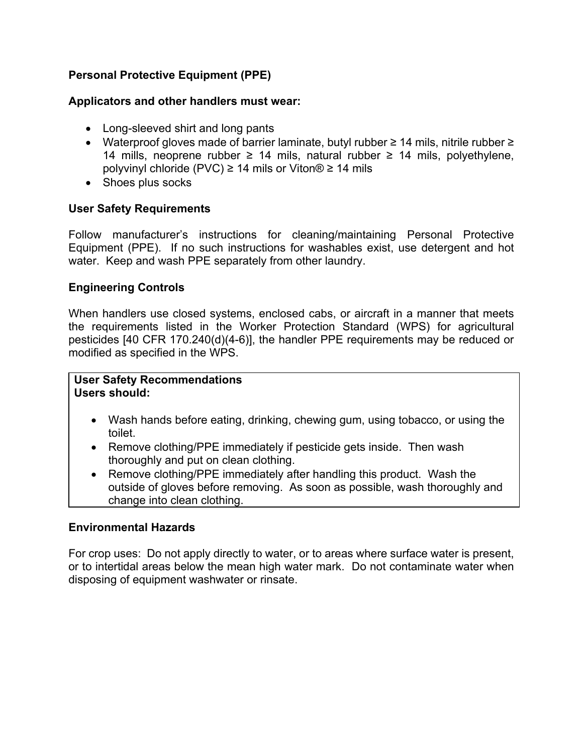**Personal Protective Equipment (PPE)**

**Applicators and other handlers must wear:**

- Long-sleeved shirt and long pants
- Waterproof gloves made of barrier laminate, butyl rubber ≥ 14 mils, nitrile rubber ≥ 14 mills, neoprene rubber ≥ 14 mils, natural rubber ≥ 14 mils, polyethylene, polyvinyl chloride (PVC) ≥ 14 mils or Viton® ≥ 14 mils
- Shoes plus socks

**User Safety Requirements**

Follow manufacturer's instructions for cleaning/maintaining Personal Protective Equipment (PPE). If no such instructions for washables exist, use detergent and hot water. Keep and wash PPE separately from other laundry.

**Engineering Controls**

When handlers use closed systems, enclosed cabs, or aircraft in a manner that meets the requirements listed in the Worker Protection Standard (WPS) for agricultural pesticides [40 CFR 170.240(d)(4-6)], the handler PPE requirements may be reduced or modified as specified in the WPS.

**User Safety Recommendations**
**Users should:**

- Wash hands before eating, drinking, chewing gum, using tobacco, or using the toilet.
- Remove clothing/PPE immediately if pesticide gets inside. Then wash thoroughly and put on clean clothing.
- Remove clothing/PPE immediately after handling this product. Wash the outside of gloves before removing. As soon as possible, wash thoroughly and change into clean clothing.

**Environmental Hazards**

For crop uses: Do not apply directly to water, or to areas where surface water is present, or to intertidal areas below the mean high water mark. Do not contaminate water when disposing of equipment washwater or rinsate.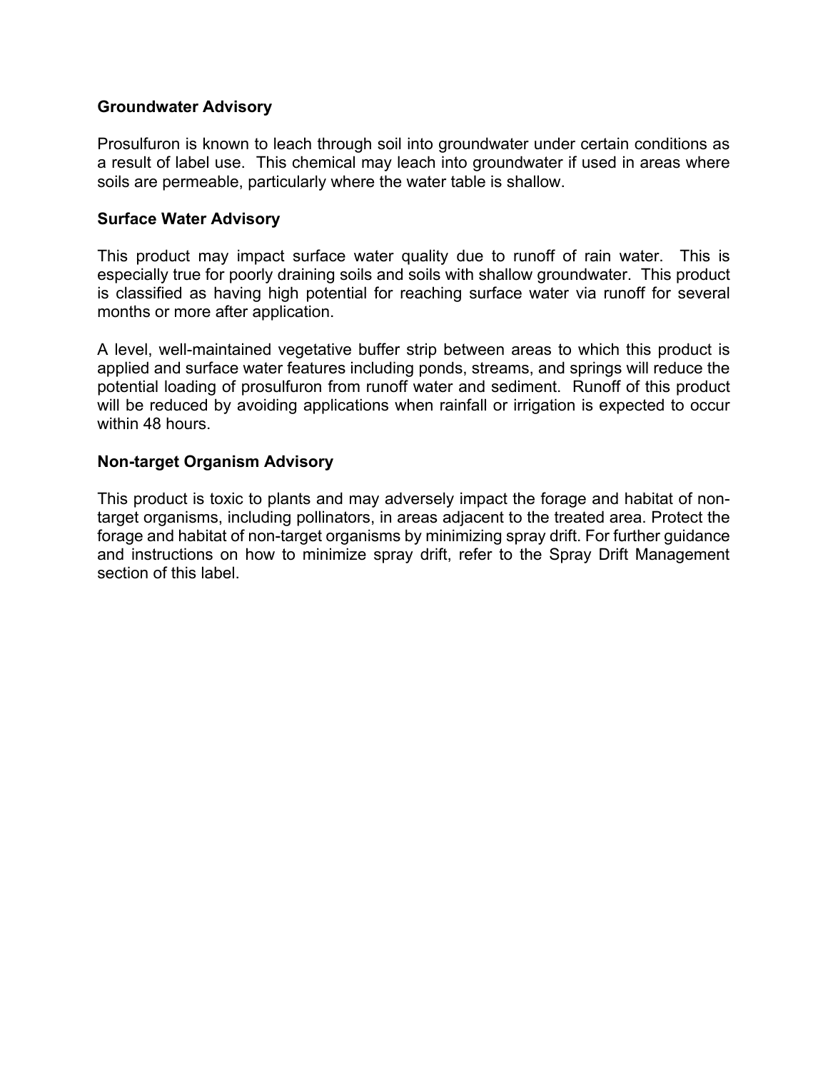**Groundwater Advisory**

Prosulfuron is known to leach through soil into groundwater under certain conditions as a result of label use. This chemical may leach into groundwater if used in areas where soils are permeable, particularly where the water table is shallow.

**Surface Water Advisory**

This product may impact surface water quality due to runoff of rain water. This is especially true for poorly draining soils and soils with shallow groundwater. This product is classified as having high potential for reaching surface water via runoff for several months or more after application.

A level, well-maintained vegetative buffer strip between areas to which this product is applied and surface water features including ponds, streams, and springs will reduce the potential loading of prosulfuron from runoff water and sediment. Runoff of this product will be reduced by avoiding applications when rainfall or irrigation is expected to occur within 48 hours.

**Non-target Organism Advisory**

This product is toxic to plants and may adversely impact the forage and habitat of non-target organisms, including pollinators, in areas adjacent to the treated area. Protect the forage and habitat of non-target organisms by minimizing spray drift. For further guidance and instructions on how to minimize spray drift, refer to the Spray Drift Management section of this label.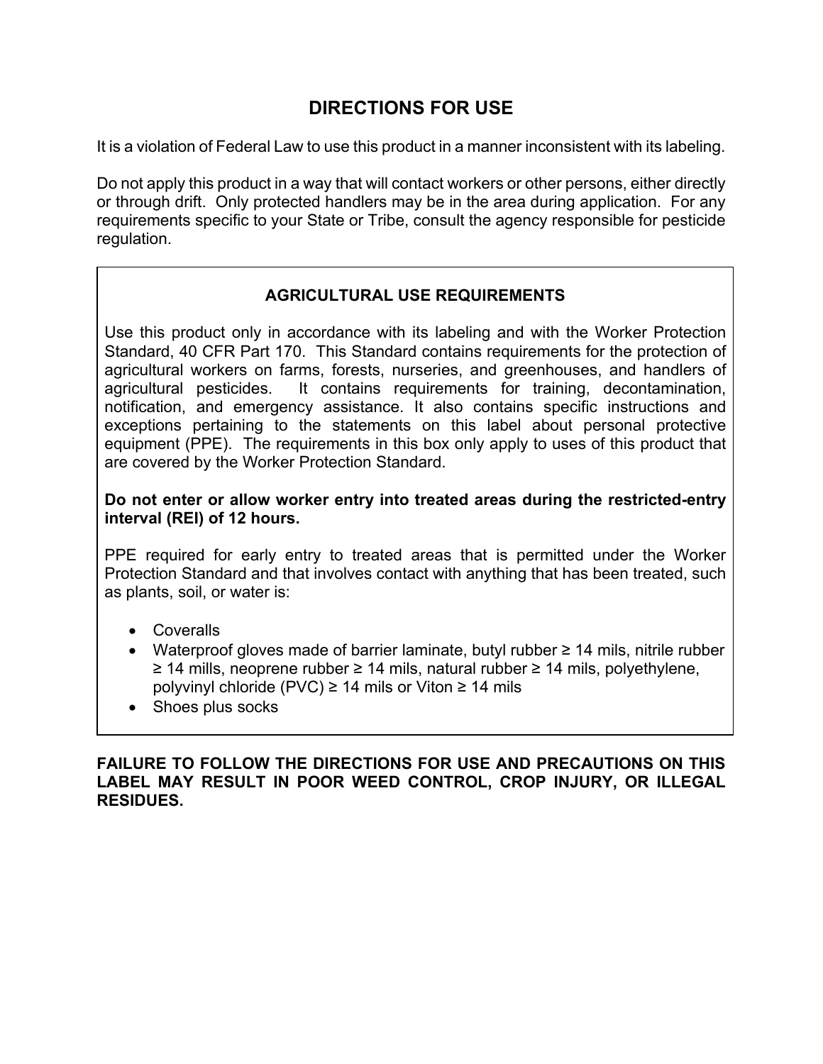# DIRECTIONS FOR USE

It is a violation of Federal Law to use this product in a manner inconsistent with its labeling.

Do not apply this product in a way that will contact workers or other persons, either directly or through drift. Only protected handlers may be in the area during application. For any requirements specific to your State or Tribe, consult the agency responsible for pesticide regulation.

## AGRICULTURAL USE REQUIREMENTS

Use this product only in accordance with its labeling and with the Worker Protection Standard, 40 CFR Part 170. This Standard contains requirements for the protection of agricultural workers on farms, forests, nurseries, and greenhouses, and handlers of agricultural pesticides. It contains requirements for training, decontamination, notification, and emergency assistance. It also contains specific instructions and exceptions pertaining to the statements on this label about personal protective equipment (PPE). The requirements in this box only apply to uses of this product that are covered by the Worker Protection Standard.

**Do not enter or allow worker entry into treated areas during the restricted-entry interval (REI) of 12 hours.**

PPE required for early entry to treated areas that is permitted under the Worker Protection Standard and that involves contact with anything that has been treated, such as plants, soil, or water is:

- Coveralls
- Waterproof gloves made of barrier laminate, butyl rubber ≥ 14 mils, nitrile rubber ≥ 14 mills, neoprene rubber ≥ 14 mils, natural rubber ≥ 14 mils, polyethylene, polyvinyl chloride (PVC) ≥ 14 mils or Viton ≥ 14 mils
- Shoes plus socks

**FAILURE TO FOLLOW THE DIRECTIONS FOR USE AND PRECAUTIONS ON THIS LABEL MAY RESULT IN POOR WEED CONTROL, CROP INJURY, OR ILLEGAL RESIDUES.**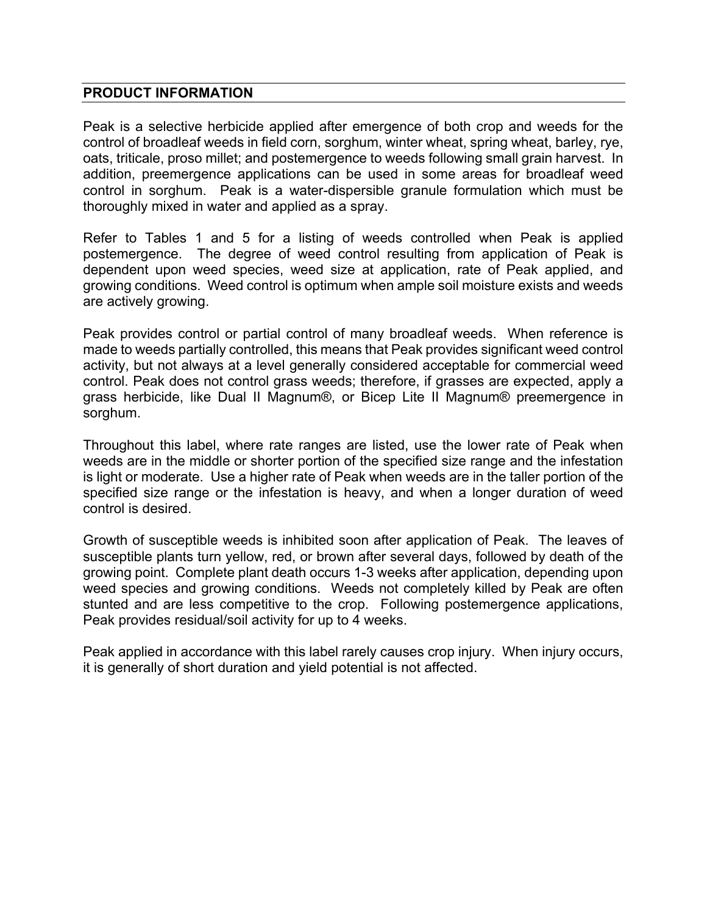## PRODUCT INFORMATION

Peak is a selective herbicide applied after emergence of both crop and weeds for the control of broadleaf weeds in field corn, sorghum, winter wheat, spring wheat, barley, rye, oats, triticale, proso millet; and postemergence to weeds following small grain harvest. In addition, preemergence applications can be used in some areas for broadleaf weed control in sorghum. Peak is a water-dispersible granule formulation which must be thoroughly mixed in water and applied as a spray.

Refer to Tables 1 and 5 for a listing of weeds controlled when Peak is applied postemergence. The degree of weed control resulting from application of Peak is dependent upon weed species, weed size at application, rate of Peak applied, and growing conditions. Weed control is optimum when ample soil moisture exists and weeds are actively growing.

Peak provides control or partial control of many broadleaf weeds. When reference is made to weeds partially controlled, this means that Peak provides significant weed control activity, but not always at a level generally considered acceptable for commercial weed control. Peak does not control grass weeds; therefore, if grasses are expected, apply a grass herbicide, like Dual II Magnum®, or Bicep Lite II Magnum® preemergence in sorghum.

Throughout this label, where rate ranges are listed, use the lower rate of Peak when weeds are in the middle or shorter portion of the specified size range and the infestation is light or moderate. Use a higher rate of Peak when weeds are in the taller portion of the specified size range or the infestation is heavy, and when a longer duration of weed control is desired.

Growth of susceptible weeds is inhibited soon after application of Peak. The leaves of susceptible plants turn yellow, red, or brown after several days, followed by death of the growing point. Complete plant death occurs 1-3 weeks after application, depending upon weed species and growing conditions. Weeds not completely killed by Peak are often stunted and are less competitive to the crop. Following postemergence applications, Peak provides residual/soil activity for up to 4 weeks.

Peak applied in accordance with this label rarely causes crop injury. When injury occurs, it is generally of short duration and yield potential is not affected.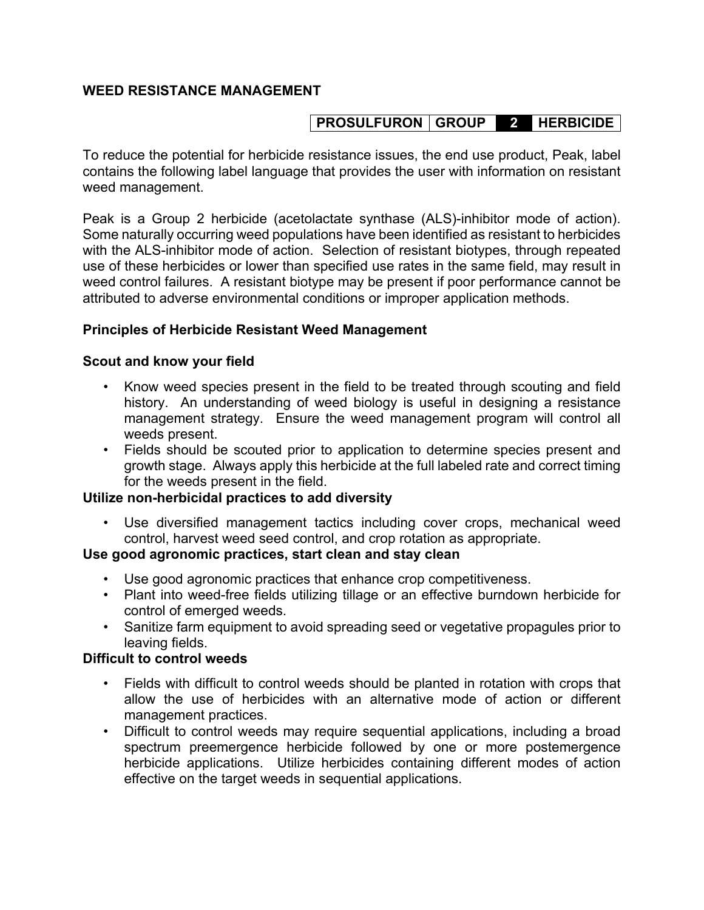## WEED RESISTANCE MANAGEMENT

| PROSULFURON | GROUP | 2 | HERBICIDE |
|---|---|---|---|

To reduce the potential for herbicide resistance issues, the end use product, Peak, label contains the following label language that provides the user with information on resistant weed management.

Peak is a Group 2 herbicide (acetolactate synthase (ALS)-inhibitor mode of action). Some naturally occurring weed populations have been identified as resistant to herbicides with the ALS-inhibitor mode of action. Selection of resistant biotypes, through repeated use of these herbicides or lower than specified use rates in the same field, may result in weed control failures. A resistant biotype may be present if poor performance cannot be attributed to adverse environmental conditions or improper application methods.

### Principles of Herbicide Resistant Weed Management

**Scout and know your field**

- Know weed species present in the field to be treated through scouting and field history. An understanding of weed biology is useful in designing a resistance management strategy. Ensure the weed management program will control all weeds present.
- Fields should be scouted prior to application to determine species present and growth stage. Always apply this herbicide at the full labeled rate and correct timing for the weeds present in the field.

**Utilize non-herbicidal practices to add diversity**

- Use diversified management tactics including cover crops, mechanical weed control, harvest weed seed control, and crop rotation as appropriate.

**Use good agronomic practices, start clean and stay clean**

- Use good agronomic practices that enhance crop competitiveness.
- Plant into weed-free fields utilizing tillage or an effective burndown herbicide for control of emerged weeds.
- Sanitize farm equipment to avoid spreading seed or vegetative propagules prior to leaving fields.

**Difficult to control weeds**

- Fields with difficult to control weeds should be planted in rotation with crops that allow the use of herbicides with an alternative mode of action or different management practices.
- Difficult to control weeds may require sequential applications, including a broad spectrum preemergence herbicide followed by one or more postemergence herbicide applications. Utilize herbicides containing different modes of action effective on the target weeds in sequential applications.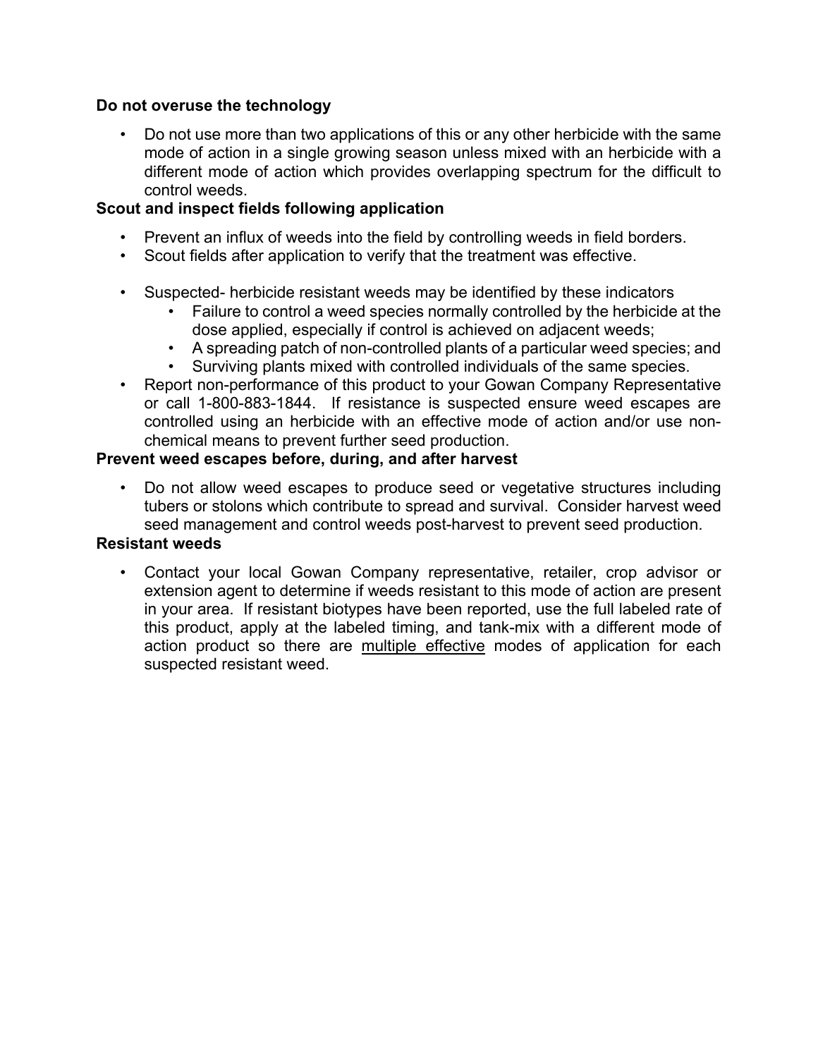**Do not overuse the technology**

- Do not use more than two applications of this or any other herbicide with the same mode of action in a single growing season unless mixed with an herbicide with a different mode of action which provides overlapping spectrum for the difficult to control weeds.

**Scout and inspect fields following application**

- Prevent an influx of weeds into the field by controlling weeds in field borders.
- Scout fields after application to verify that the treatment was effective.

- Suspected- herbicide resistant weeds may be identified by these indicators
  - Failure to control a weed species normally controlled by the herbicide at the dose applied, especially if control is achieved on adjacent weeds;
  - A spreading patch of non-controlled plants of a particular weed species; and
  - Surviving plants mixed with controlled individuals of the same species.
- Report non-performance of this product to your Gowan Company Representative or call 1-800-883-1844. If resistance is suspected ensure weed escapes are controlled using an herbicide with an effective mode of action and/or use non-chemical means to prevent further seed production.

**Prevent weed escapes before, during, and after harvest**

- Do not allow weed escapes to produce seed or vegetative structures including tubers or stolons which contribute to spread and survival. Consider harvest weed seed management and control weeds post-harvest to prevent seed production.

**Resistant weeds**

- Contact your local Gowan Company representative, retailer, crop advisor or extension agent to determine if weeds resistant to this mode of action are present in your area. If resistant biotypes have been reported, use the full labeled rate of this product, apply at the labeled timing, and tank-mix with a different mode of action product so there are <u>multiple effective</u> modes of application for each suspected resistant weed.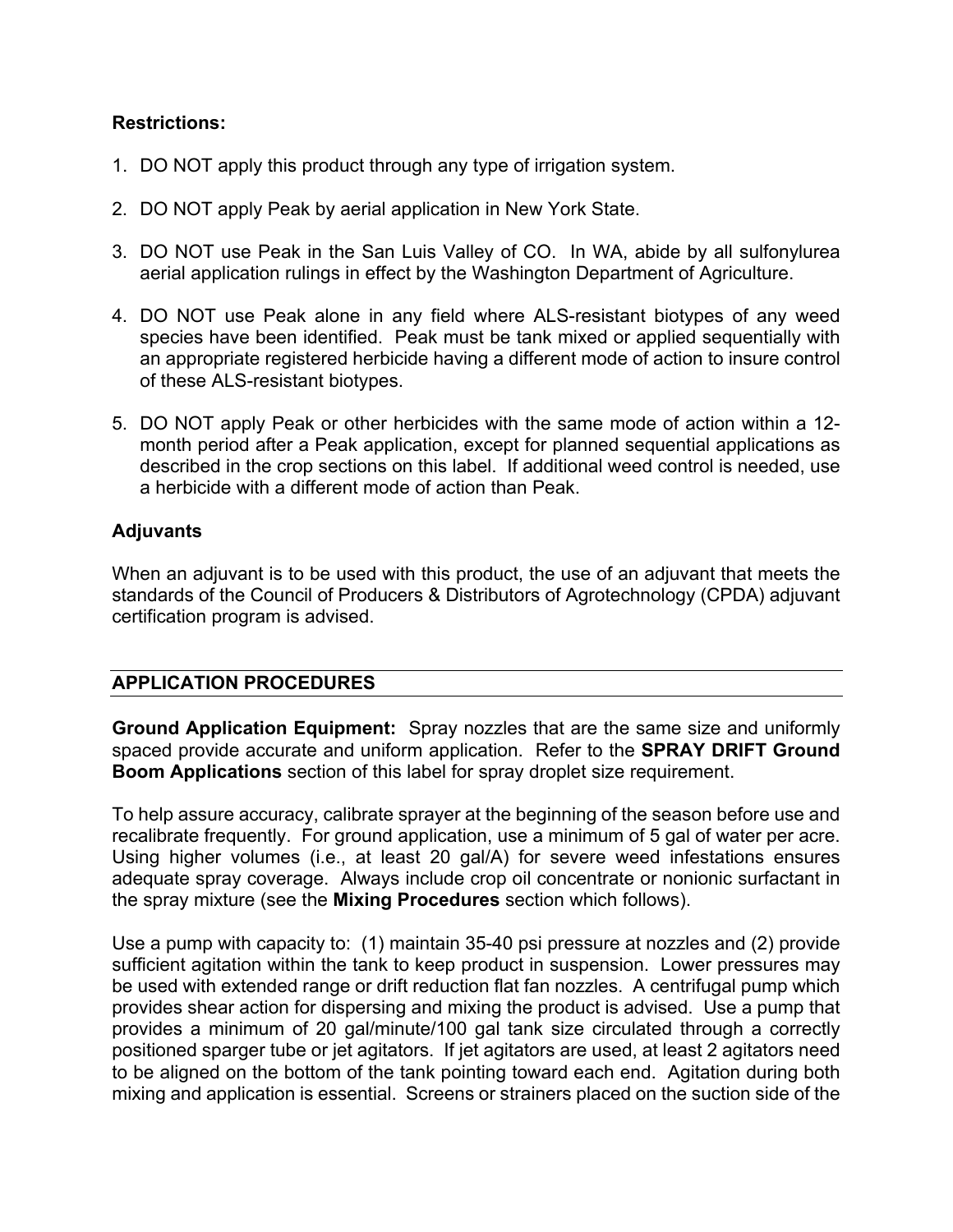**Restrictions:**

1. DO NOT apply this product through any type of irrigation system.

2. DO NOT apply Peak by aerial application in New York State.

3. DO NOT use Peak in the San Luis Valley of CO. In WA, abide by all sulfonylurea aerial application rulings in effect by the Washington Department of Agriculture.

4. DO NOT use Peak alone in any field where ALS-resistant biotypes of any weed species have been identified. Peak must be tank mixed or applied sequentially with an appropriate registered herbicide having a different mode of action to insure control of these ALS-resistant biotypes.

5. DO NOT apply Peak or other herbicides with the same mode of action within a 12-month period after a Peak application, except for planned sequential applications as described in the crop sections on this label. If additional weed control is needed, use a herbicide with a different mode of action than Peak.

**Adjuvants**

When an adjuvant is to be used with this product, the use of an adjuvant that meets the standards of the Council of Producers & Distributors of Agrotechnology (CPDA) adjuvant certification program is advised.

## APPLICATION PROCEDURES

**Ground Application Equipment:** Spray nozzles that are the same size and uniformly spaced provide accurate and uniform application. Refer to the **SPRAY DRIFT Ground Boom Applications** section of this label for spray droplet size requirement.

To help assure accuracy, calibrate sprayer at the beginning of the season before use and recalibrate frequently. For ground application, use a minimum of 5 gal of water per acre. Using higher volumes (i.e., at least 20 gal/A) for severe weed infestations ensures adequate spray coverage. Always include crop oil concentrate or nonionic surfactant in the spray mixture (see the **Mixing Procedures** section which follows).

Use a pump with capacity to: (1) maintain 35-40 psi pressure at nozzles and (2) provide sufficient agitation within the tank to keep product in suspension. Lower pressures may be used with extended range or drift reduction flat fan nozzles. A centrifugal pump which provides shear action for dispersing and mixing the product is advised. Use a pump that provides a minimum of 20 gal/minute/100 gal tank size circulated through a correctly positioned sparger tube or jet agitators. If jet agitators are used, at least 2 agitators need to be aligned on the bottom of the tank pointing toward each end. Agitation during both mixing and application is essential. Screens or strainers placed on the suction side of the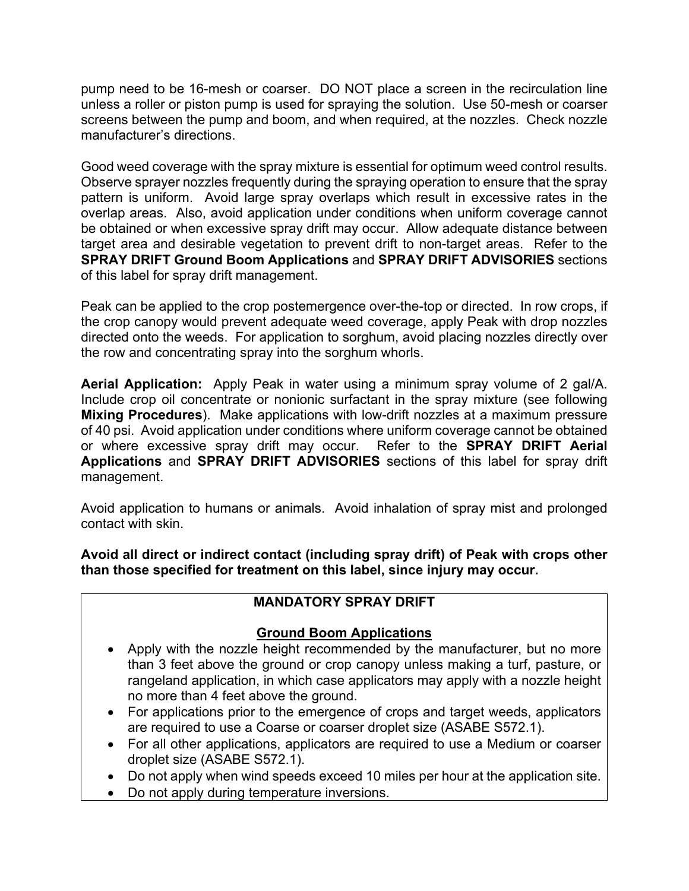pump need to be 16-mesh or coarser. DO NOT place a screen in the recirculation line unless a roller or piston pump is used for spraying the solution. Use 50-mesh or coarser screens between the pump and boom, and when required, at the nozzles. Check nozzle manufacturer's directions.

Good weed coverage with the spray mixture is essential for optimum weed control results. Observe sprayer nozzles frequently during the spraying operation to ensure that the spray pattern is uniform. Avoid large spray overlaps which result in excessive rates in the overlap areas. Also, avoid application under conditions when uniform coverage cannot be obtained or when excessive spray drift may occur. Allow adequate distance between target area and desirable vegetation to prevent drift to non-target areas. Refer to the **SPRAY DRIFT Ground Boom Applications** and **SPRAY DRIFT ADVISORIES** sections of this label for spray drift management.

Peak can be applied to the crop postemergence over-the-top or directed. In row crops, if the crop canopy would prevent adequate weed coverage, apply Peak with drop nozzles directed onto the weeds. For application to sorghum, avoid placing nozzles directly over the row and concentrating spray into the sorghum whorls.

**Aerial Application:** Apply Peak in water using a minimum spray volume of 2 gal/A. Include crop oil concentrate or nonionic surfactant in the spray mixture (see following **Mixing Procedures**). Make applications with low-drift nozzles at a maximum pressure of 40 psi. Avoid application under conditions where uniform coverage cannot be obtained or where excessive spray drift may occur. Refer to the **SPRAY DRIFT Aerial Applications** and **SPRAY DRIFT ADVISORIES** sections of this label for spray drift management.

Avoid application to humans or animals. Avoid inhalation of spray mist and prolonged contact with skin.

**Avoid all direct or indirect contact (including spray drift) of Peak with crops other than those specified for treatment on this label, since injury may occur.**

**MANDATORY SPRAY DRIFT**

**Ground Boom Applications**

- Apply with the nozzle height recommended by the manufacturer, but no more than 3 feet above the ground or crop canopy unless making a turf, pasture, or rangeland application, in which case applicators may apply with a nozzle height no more than 4 feet above the ground.
- For applications prior to the emergence of crops and target weeds, applicators are required to use a Coarse or coarser droplet size (ASABE S572.1).
- For all other applications, applicators are required to use a Medium or coarser droplet size (ASABE S572.1).
- Do not apply when wind speeds exceed 10 miles per hour at the application site.
- Do not apply during temperature inversions.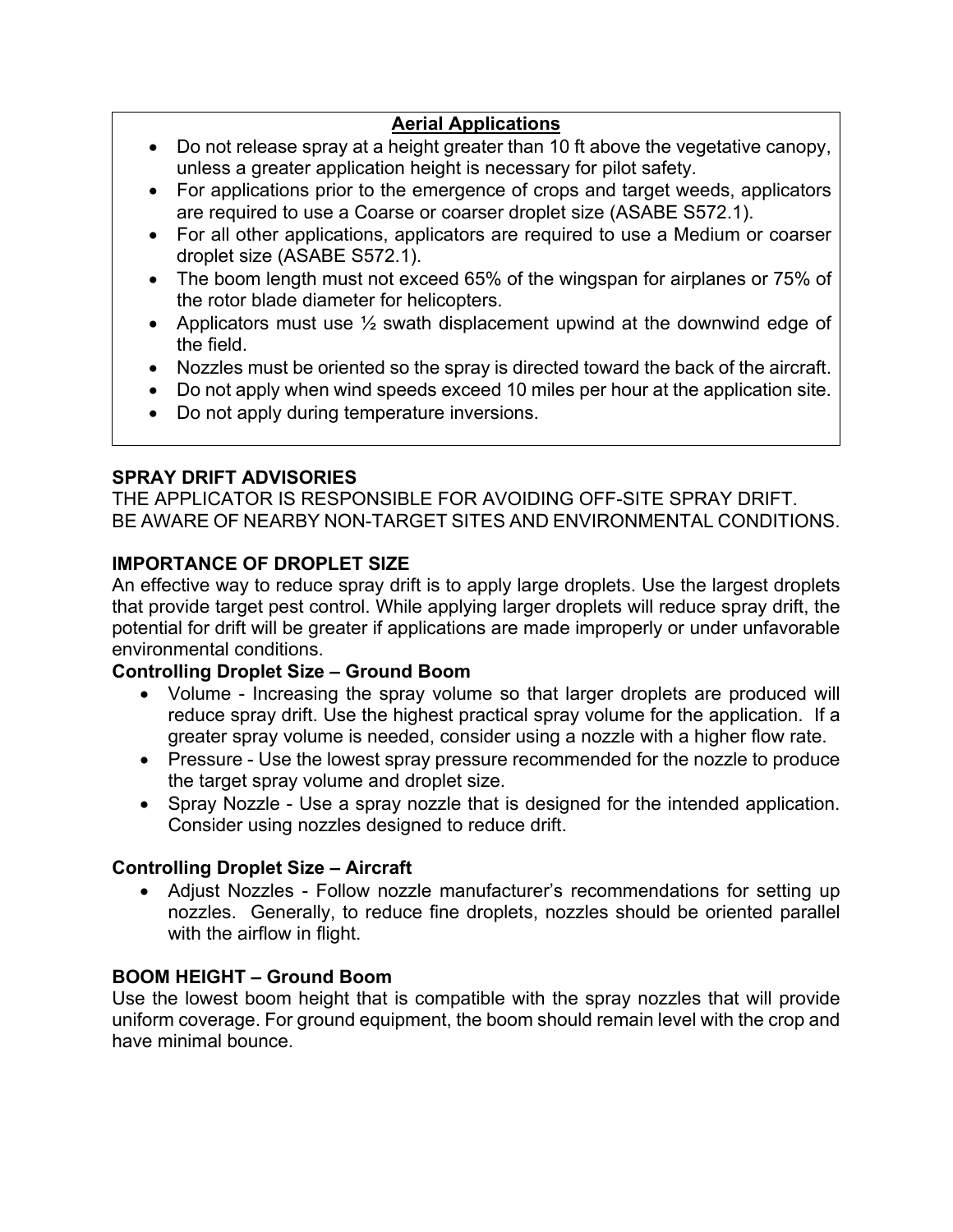**Aerial Applications**

- Do not release spray at a height greater than 10 ft above the vegetative canopy, unless a greater application height is necessary for pilot safety.
- For applications prior to the emergence of crops and target weeds, applicators are required to use a Coarse or coarser droplet size (ASABE S572.1).
- For all other applications, applicators are required to use a Medium or coarser droplet size (ASABE S572.1).
- The boom length must not exceed 65% of the wingspan for airplanes or 75% of the rotor blade diameter for helicopters.
- Applicators must use ½ swath displacement upwind at the downwind edge of the field.
- Nozzles must be oriented so the spray is directed toward the back of the aircraft.
- Do not apply when wind speeds exceed 10 miles per hour at the application site.
- Do not apply during temperature inversions.

**SPRAY DRIFT ADVISORIES**

THE APPLICATOR IS RESPONSIBLE FOR AVOIDING OFF-SITE SPRAY DRIFT.
BE AWARE OF NEARBY NON-TARGET SITES AND ENVIRONMENTAL CONDITIONS.

**IMPORTANCE OF DROPLET SIZE**

An effective way to reduce spray drift is to apply large droplets. Use the largest droplets that provide target pest control. While applying larger droplets will reduce spray drift, the potential for drift will be greater if applications are made improperly or under unfavorable environmental conditions.

**Controlling Droplet Size – Ground Boom**

- Volume - Increasing the spray volume so that larger droplets are produced will reduce spray drift. Use the highest practical spray volume for the application. If a greater spray volume is needed, consider using a nozzle with a higher flow rate.
- Pressure - Use the lowest spray pressure recommended for the nozzle to produce the target spray volume and droplet size.
- Spray Nozzle - Use a spray nozzle that is designed for the intended application. Consider using nozzles designed to reduce drift.

**Controlling Droplet Size – Aircraft**

- Adjust Nozzles - Follow nozzle manufacturer's recommendations for setting up nozzles. Generally, to reduce fine droplets, nozzles should be oriented parallel with the airflow in flight.

**BOOM HEIGHT – Ground Boom**

Use the lowest boom height that is compatible with the spray nozzles that will provide uniform coverage. For ground equipment, the boom should remain level with the crop and have minimal bounce.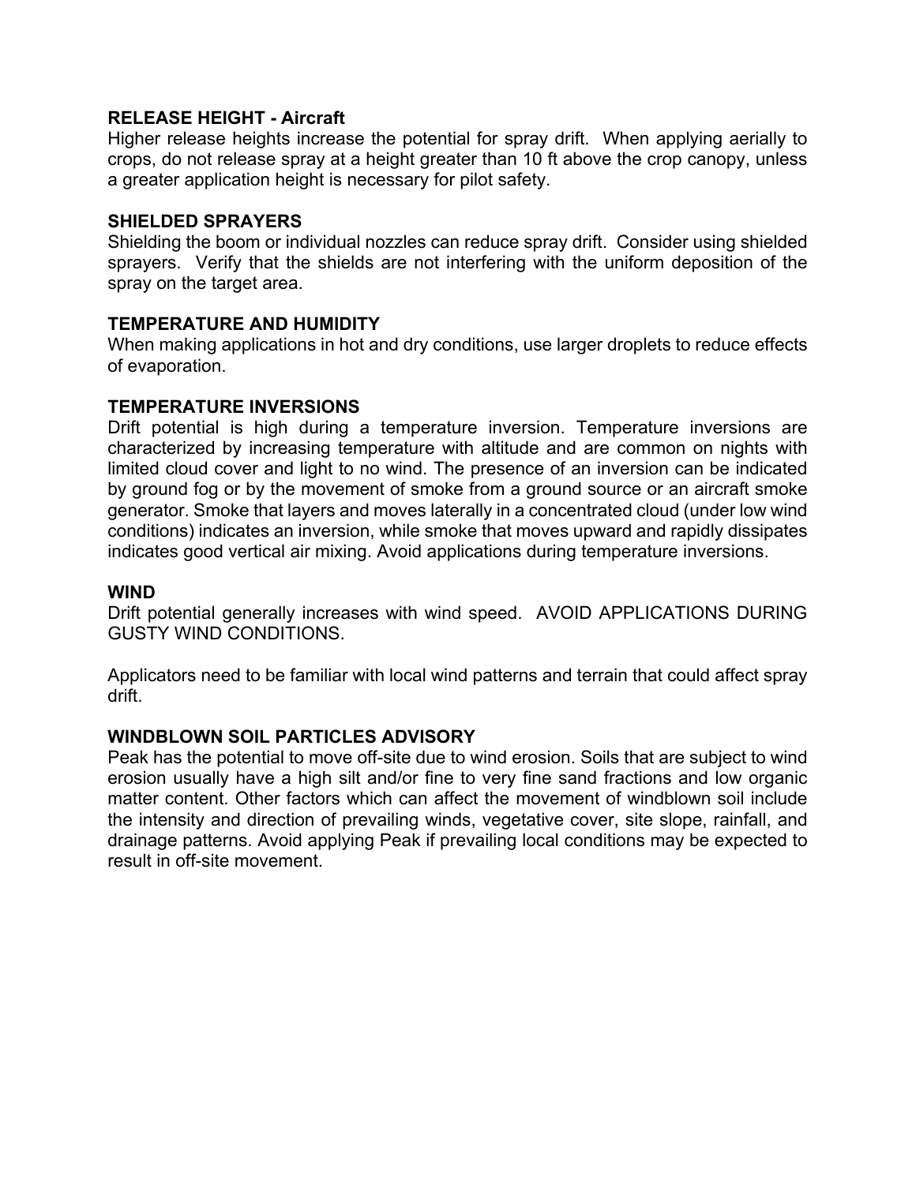**RELEASE HEIGHT - Aircraft**

Higher release heights increase the potential for spray drift. When applying aerially to crops, do not release spray at a height greater than 10 ft above the crop canopy, unless a greater application height is necessary for pilot safety.

**SHIELDED SPRAYERS**

Shielding the boom or individual nozzles can reduce spray drift. Consider using shielded sprayers. Verify that the shields are not interfering with the uniform deposition of the spray on the target area.

**TEMPERATURE AND HUMIDITY**

When making applications in hot and dry conditions, use larger droplets to reduce effects of evaporation.

**TEMPERATURE INVERSIONS**

Drift potential is high during a temperature inversion. Temperature inversions are characterized by increasing temperature with altitude and are common on nights with limited cloud cover and light to no wind. The presence of an inversion can be indicated by ground fog or by the movement of smoke from a ground source or an aircraft smoke generator. Smoke that layers and moves laterally in a concentrated cloud (under low wind conditions) indicates an inversion, while smoke that moves upward and rapidly dissipates indicates good vertical air mixing. Avoid applications during temperature inversions.

**WIND**

Drift potential generally increases with wind speed. AVOID APPLICATIONS DURING GUSTY WIND CONDITIONS.

Applicators need to be familiar with local wind patterns and terrain that could affect spray drift.

**WINDBLOWN SOIL PARTICLES ADVISORY**

Peak has the potential to move off-site due to wind erosion. Soils that are subject to wind erosion usually have a high silt and/or fine to very fine sand fractions and low organic matter content. Other factors which can affect the movement of windblown soil include the intensity and direction of prevailing winds, vegetative cover, site slope, rainfall, and drainage patterns. Avoid applying Peak if prevailing local conditions may be expected to result in off-site movement.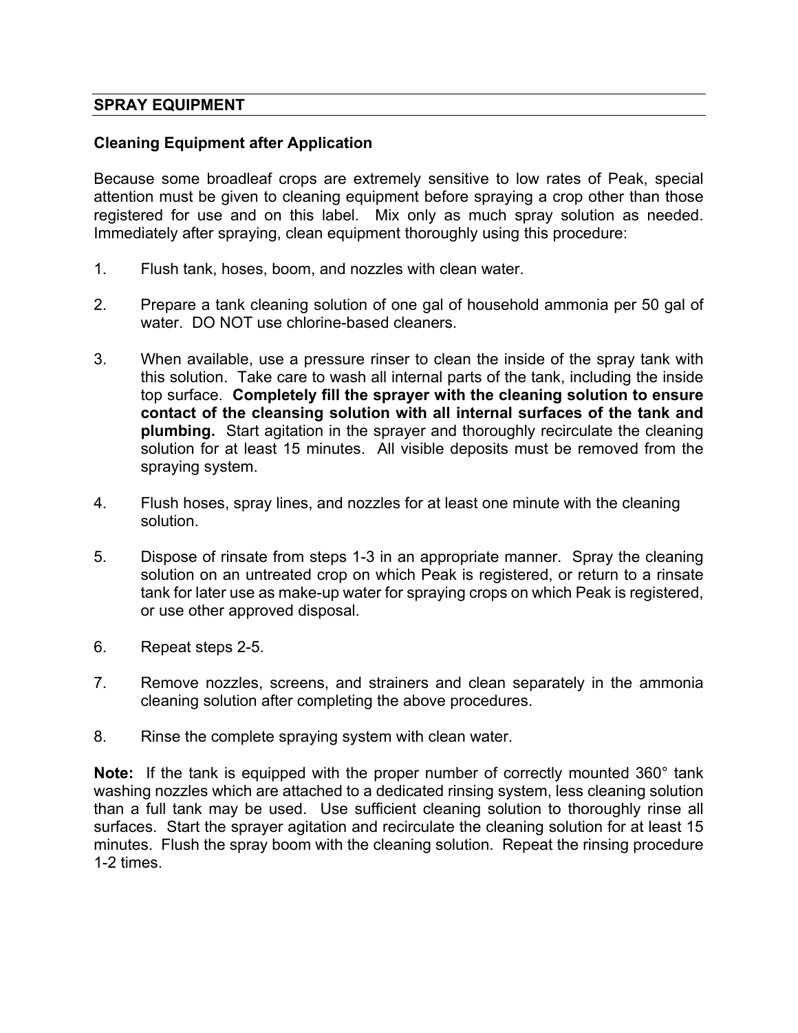## SPRAY EQUIPMENT

### Cleaning Equipment after Application

Because some broadleaf crops are extremely sensitive to low rates of Peak, special attention must be given to cleaning equipment before spraying a crop other than those registered for use and on this label. Mix only as much spray solution as needed. Immediately after spraying, clean equipment thoroughly using this procedure:

1. Flush tank, hoses, boom, and nozzles with clean water.

2. Prepare a tank cleaning solution of one gal of household ammonia per 50 gal of water. DO NOT use chlorine-based cleaners.

3. When available, use a pressure rinser to clean the inside of the spray tank with this solution. Take care to wash all internal parts of the tank, including the inside top surface. **Completely fill the sprayer with the cleaning solution to ensure contact of the cleansing solution with all internal surfaces of the tank and plumbing.** Start agitation in the sprayer and thoroughly recirculate the cleaning solution for at least 15 minutes. All visible deposits must be removed from the spraying system.

4. Flush hoses, spray lines, and nozzles for at least one minute with the cleaning solution.

5. Dispose of rinsate from steps 1-3 in an appropriate manner. Spray the cleaning solution on an untreated crop on which Peak is registered, or return to a rinsate tank for later use as make-up water for spraying crops on which Peak is registered, or use other approved disposal.

6. Repeat steps 2-5.

7. Remove nozzles, screens, and strainers and clean separately in the ammonia cleaning solution after completing the above procedures.

8. Rinse the complete spraying system with clean water.

**Note:** If the tank is equipped with the proper number of correctly mounted 360° tank washing nozzles which are attached to a dedicated rinsing system, less cleaning solution than a full tank may be used. Use sufficient cleaning solution to thoroughly rinse all surfaces. Start the sprayer agitation and recirculate the cleaning solution for at least 15 minutes. Flush the spray boom with the cleaning solution. Repeat the rinsing procedure 1-2 times.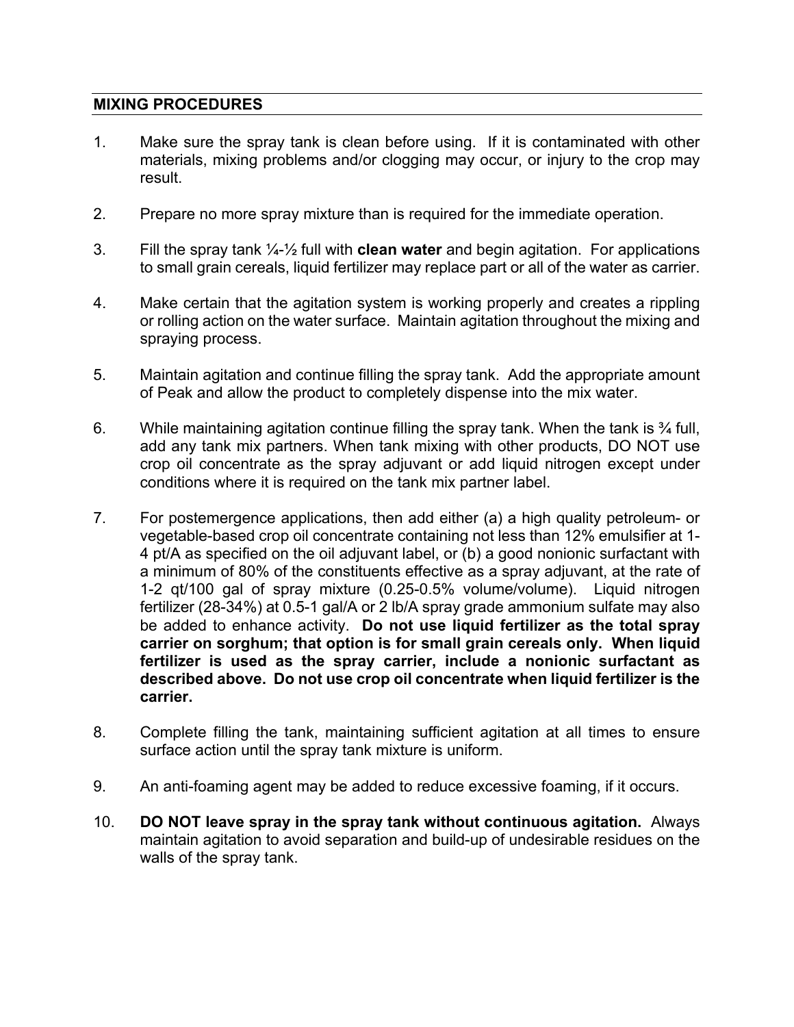## MIXING PROCEDURES

1. Make sure the spray tank is clean before using. If it is contaminated with other materials, mixing problems and/or clogging may occur, or injury to the crop may result.

2. Prepare no more spray mixture than is required for the immediate operation.

3. Fill the spray tank ¼-½ full with **clean water** and begin agitation. For applications to small grain cereals, liquid fertilizer may replace part or all of the water as carrier.

4. Make certain that the agitation system is working properly and creates a rippling or rolling action on the water surface. Maintain agitation throughout the mixing and spraying process.

5. Maintain agitation and continue filling the spray tank. Add the appropriate amount of Peak and allow the product to completely dispense into the mix water.

6. While maintaining agitation continue filling the spray tank. When the tank is ¾ full, add any tank mix partners. When tank mixing with other products, DO NOT use crop oil concentrate as the spray adjuvant or add liquid nitrogen except under conditions where it is required on the tank mix partner label.

7. For postemergence applications, then add either (a) a high quality petroleum- or vegetable-based crop oil concentrate containing not less than 12% emulsifier at 1-4 pt/A as specified on the oil adjuvant label, or (b) a good nonionic surfactant with a minimum of 80% of the constituents effective as a spray adjuvant, at the rate of 1-2 qt/100 gal of spray mixture (0.25-0.5% volume/volume). Liquid nitrogen fertilizer (28-34%) at 0.5-1 gal/A or 2 lb/A spray grade ammonium sulfate may also be added to enhance activity. **Do not use liquid fertilizer as the total spray carrier on sorghum; that option is for small grain cereals only. When liquid fertilizer is used as the spray carrier, include a nonionic surfactant as described above. Do not use crop oil concentrate when liquid fertilizer is the carrier.**

8. Complete filling the tank, maintaining sufficient agitation at all times to ensure surface action until the spray tank mixture is uniform.

9. An anti-foaming agent may be added to reduce excessive foaming, if it occurs.

10. **DO NOT leave spray in the spray tank without continuous agitation.** Always maintain agitation to avoid separation and build-up of undesirable residues on the walls of the spray tank.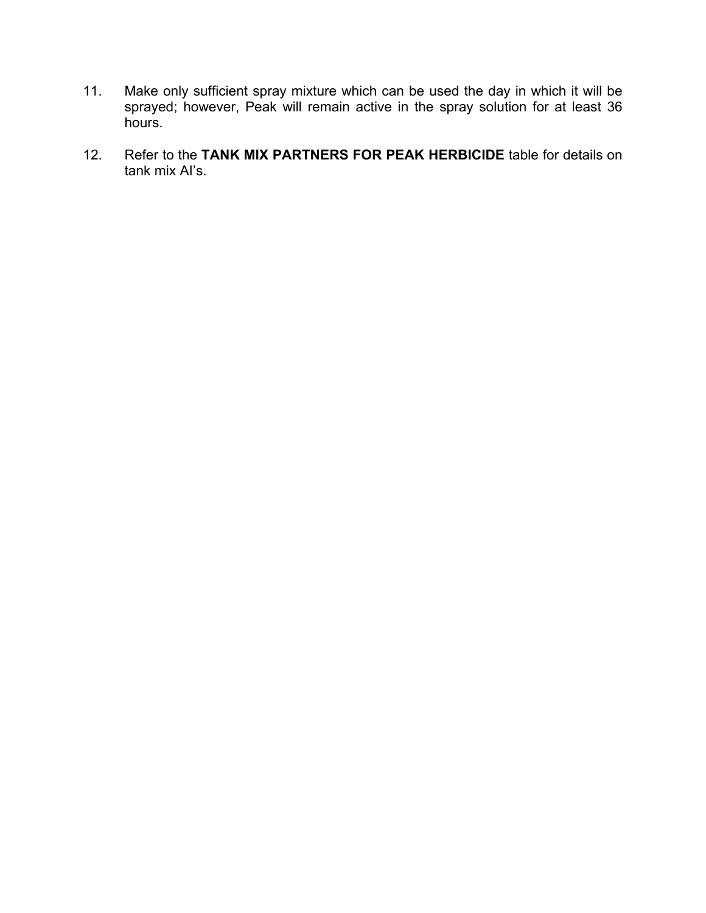11. Make only sufficient spray mixture which can be used the day in which it will be sprayed; however, Peak will remain active in the spray solution for at least 36 hours.

12. Refer to the **TANK MIX PARTNERS FOR PEAK HERBICIDE** table for details on tank mix AI's.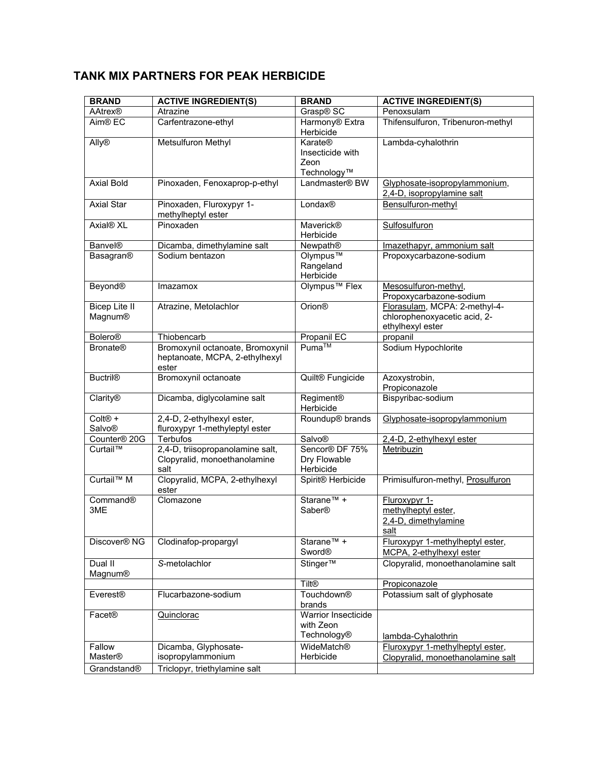## TANK MIX PARTNERS FOR PEAK HERBICIDE

| BRAND | ACTIVE INGREDIENT(S) | BRAND | ACTIVE INGREDIENT(S) |
|---|---|---|---|
| AAtrex® | Atrazine | Grasp® SC | Penoxsulam |
| Aim® EC | Carfentrazone-ethyl | Harmony® Extra Herbicide | Thifensulfuron, Tribenuron-methyl |
| Ally® | Metsulfuron Methyl | Karate® Insecticide with Zeon Technology™ | Lambda-cyhalothrin |
| Axial Bold | Pinoxaden, Fenoxaprop-p-ethyl | Landmaster® BW | Glyphosate-isopropylammonium, 2,4-D, isopropylamine salt |
| Axial Star | Pinoxaden, Fluroxypyr 1-methylheptyl ester | Londax® | Bensulfuron-methyl |
| Axial® XL | Pinoxaden | Maverick® Herbicide | Sulfosulfuron |
| Banvel® | Dicamba, dimethylamine salt | Newpath® | Imazethapyr, ammonium salt |
| Basagran® | Sodium bentazon | Olympus™ Rangeland Herbicide | Propoxycarbazone-sodium |
| Beyond® | Imazamox | Olympus™ Flex | Mesosulfuron-methyl, Propoxycarbazone-sodium |
| Bicep Lite II Magnum® | Atrazine, Metolachlor | Orion® | Florasulam, MCPA: 2-methyl-4-chlorophenoxyacetic acid, 2-ethylhexyl ester |
| Bolero® | Thiobencarb | Propanil EC | propanil |
| Bronate® | Bromoxynil octanoate, Bromoxynil heptanoate, MCPA, 2-ethylhexyl ester | Puma™ | Sodium Hypochlorite |
| Buctril® | Bromoxynil octanoate | Quilt® Fungicide | Azoxystrobin, Propiconazole |
| Clarity® | Dicamba, diglycolamine salt | Regiment® Herbicide | Bispyribac-sodium |
| Colt® + Salvo® | 2,4-D, 2-ethylhexyl ester, fluroxypyr 1-methyleptyl ester | Roundup® brands | Glyphosate-isopropylammonium |
| Counter® 20G | Terbufos | Salvo® | 2,4-D, 2-ethylhexyl ester |
| Curtail™ | 2,4-D, triisopropanolamine salt, Clopyralid, monoethanolamine salt | Sencor® DF 75% Dry Flowable Herbicide | Metribuzin |
| Curtail™ M | Clopyralid, MCPA, 2-ethylhexyl ester | Spirit® Herbicide | Primisulfuron-methyl, Prosulfuron |
| Command® 3ME | Clomazone | Starane™ + Saber® | Fluroxypyr 1-methylheptyl ester, 2,4-D, dimethylamine salt |
| Discover® NG | Clodinafop-propargyl | Starane™ + Sword® | Fluroxypyr 1-methylheptyl ester, MCPA, 2-ethylhexyl ester |
| Dual II Magnum® | *S*-metolachlor | Stinger™ | Clopyralid, monoethanolamine salt |
| | | Tilt® | Propiconazole |
| Everest® | Flucarbazone-sodium | Touchdown® brands | Potassium salt of glyphosate |
| Facet® | Quinclorac | Warrior Insecticide with Zeon Technology® | lambda-Cyhalothrin |
| Fallow Master® | Dicamba, Glyphosate-isopropylammonium | WideMatch® Herbicide | Fluroxypyr 1-methylheptyl ester, Clopyralid, monoethanolamine salt |
| Grandstand® | Triclopyr, triethylamine salt | | |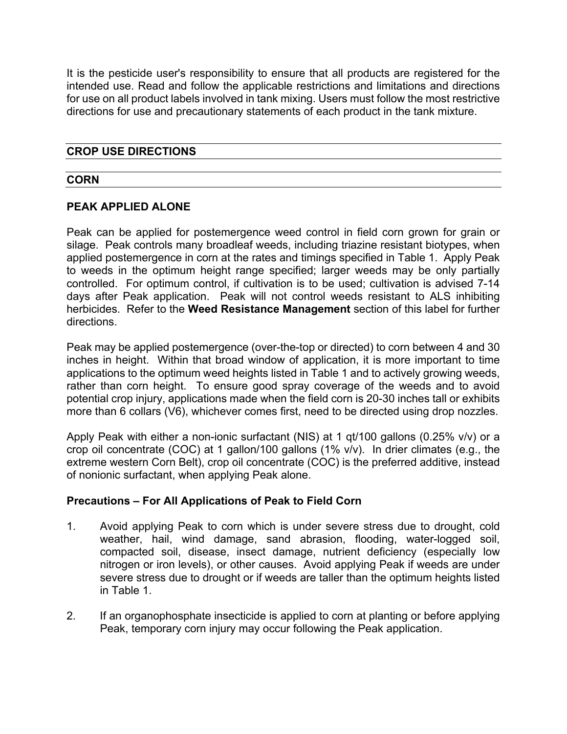It is the pesticide user's responsibility to ensure that all products are registered for the intended use. Read and follow the applicable restrictions and limitations and directions for use on all product labels involved in tank mixing. Users must follow the most restrictive directions for use and precautionary statements of each product in the tank mixture.

## CROP USE DIRECTIONS

## CORN

### PEAK APPLIED ALONE

Peak can be applied for postemergence weed control in field corn grown for grain or silage. Peak controls many broadleaf weeds, including triazine resistant biotypes, when applied postemergence in corn at the rates and timings specified in Table 1. Apply Peak to weeds in the optimum height range specified; larger weeds may be only partially controlled. For optimum control, if cultivation is to be used; cultivation is advised 7-14 days after Peak application. Peak will not control weeds resistant to ALS inhibiting herbicides. Refer to the **Weed Resistance Management** section of this label for further directions.

Peak may be applied postemergence (over-the-top or directed) to corn between 4 and 30 inches in height. Within that broad window of application, it is more important to time applications to the optimum weed heights listed in Table 1 and to actively growing weeds, rather than corn height. To ensure good spray coverage of the weeds and to avoid potential crop injury, applications made when the field corn is 20-30 inches tall or exhibits more than 6 collars (V6), whichever comes first, need to be directed using drop nozzles.

Apply Peak with either a non-ionic surfactant (NIS) at 1 qt/100 gallons (0.25% v/v) or a crop oil concentrate (COC) at 1 gallon/100 gallons (1% v/v). In drier climates (e.g., the extreme western Corn Belt), crop oil concentrate (COC) is the preferred additive, instead of nonionic surfactant, when applying Peak alone.

### Precautions – For All Applications of Peak to Field Corn

1. Avoid applying Peak to corn which is under severe stress due to drought, cold weather, hail, wind damage, sand abrasion, flooding, water-logged soil, compacted soil, disease, insect damage, nutrient deficiency (especially low nitrogen or iron levels), or other causes. Avoid applying Peak if weeds are under severe stress due to drought or if weeds are taller than the optimum heights listed in Table 1.

2. If an organophosphate insecticide is applied to corn at planting or before applying Peak, temporary corn injury may occur following the Peak application.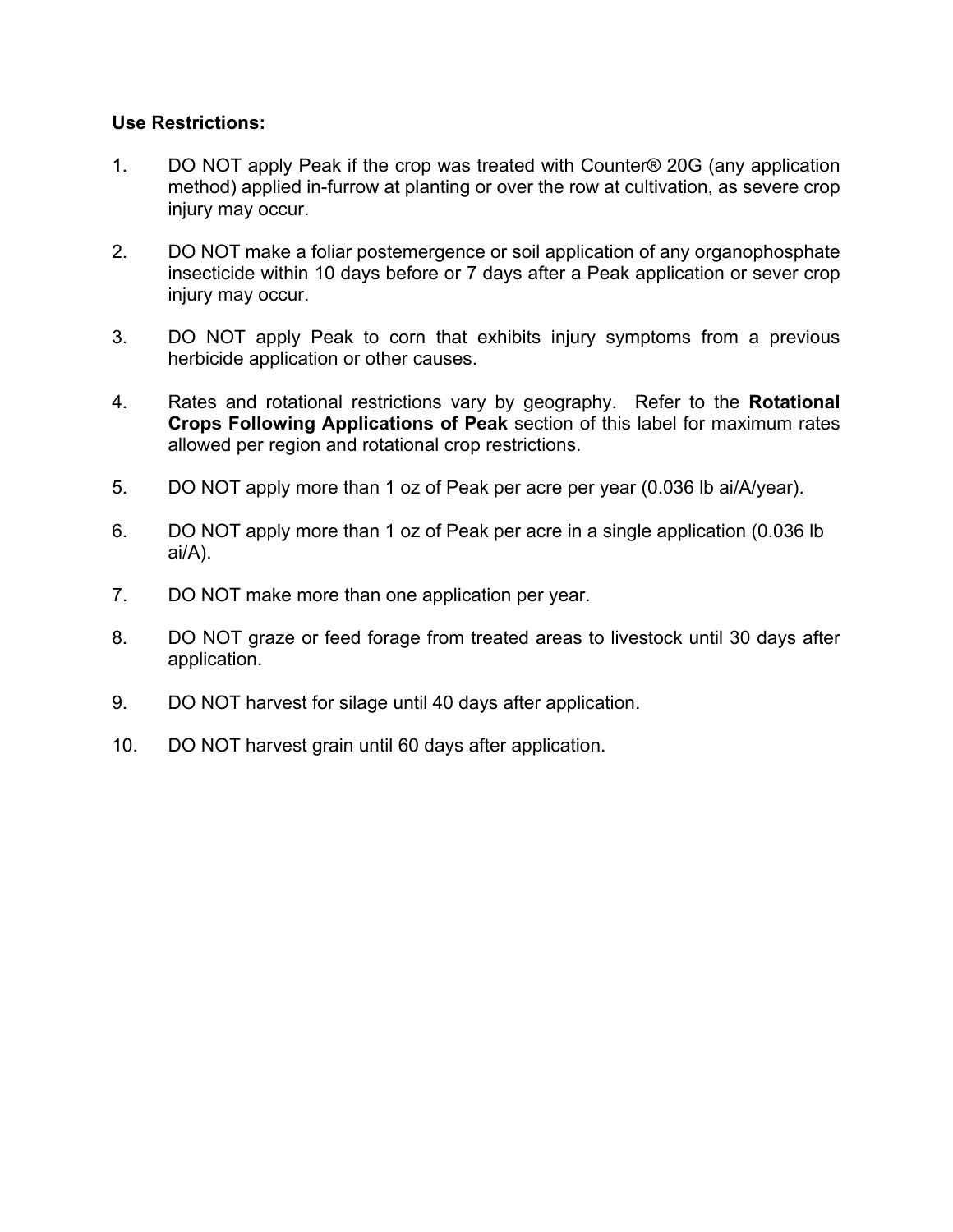**Use Restrictions:**

1. DO NOT apply Peak if the crop was treated with Counter® 20G (any application method) applied in-furrow at planting or over the row at cultivation, as severe crop injury may occur.

2. DO NOT make a foliar postemergence or soil application of any organophosphate insecticide within 10 days before or 7 days after a Peak application or sever crop injury may occur.

3. DO NOT apply Peak to corn that exhibits injury symptoms from a previous herbicide application or other causes.

4. Rates and rotational restrictions vary by geography. Refer to the **Rotational Crops Following Applications of Peak** section of this label for maximum rates allowed per region and rotational crop restrictions.

5. DO NOT apply more than 1 oz of Peak per acre per year (0.036 lb ai/A/year).

6. DO NOT apply more than 1 oz of Peak per acre in a single application (0.036 lb ai/A).

7. DO NOT make more than one application per year.

8. DO NOT graze or feed forage from treated areas to livestock until 30 days after application.

9. DO NOT harvest for silage until 40 days after application.

10. DO NOT harvest grain until 60 days after application.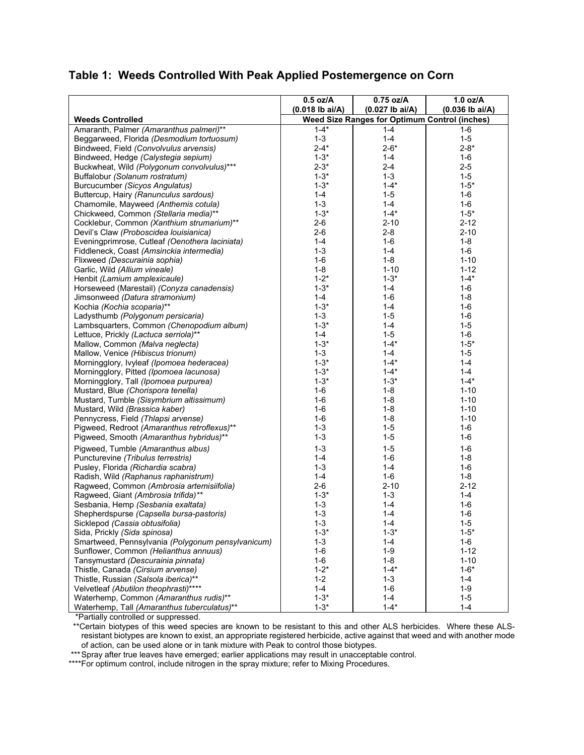## Table 1: Weeds Controlled With Peak Applied Postemergence on Corn

| | 0.5 oz/A (0.018 lb ai/A) | 0.75 oz/A (0.027 lb ai/A) | 1.0 oz/A (0.036 lb ai/A) |
|---|---|---|---|
| **Weeds Controlled** | **Weed Size Ranges for Optimum Control (inches)** | | |
| Amaranth, Palmer *(Amaranthus palmeri)*** | 1-4* | 1-4 | 1-6 |
| Beggarweed, Florida *(Desmodium tortuosum)* | 1-3 | 1-4 | 1-5 |
| Bindweed, Field *(Convolvulus arvensis)* | 2-4* | 2-6* | 2-8* |
| Bindweed, Hedge *(Calystegia sepium)* | 1-3* | 1-4 | 1-6 |
| Buckwheat, Wild *(Polygonum convolvulus)**** | 2-3* | 2-4 | 2-5 |
| Buffalobur *(Solanum rostratum)* | 1-3* | 1-3 | 1-5 |
| Burcucumber *(Sicyos Angulatus)* | 1-3* | 1-4* | 1-5* |
| Buttercup, Hairy *(Ranunculus sardous)* | 1-4 | 1-5 | 1-6 |
| Chamomile, Mayweed *(Anthemis cotula)* | 1-3 | 1-4 | 1-6 |
| Chickweed, Common *(Stellaria media)*** | 1-3* | 1-4* | 1-5* |
| Cocklebur, Common *(Xanthium strumarium)*** | 2-6 | 2-10 | 2-12 |
| Devil's Claw *(Proboscidea louisianica)* | 2-6 | 2-8 | 2-10 |
| Eveningprimrose, Cutleaf *(Oenothera laciniata)* | 1-4 | 1-6 | 1-8 |
| Fiddleneck, Coast *(Amsinckia intermedia)* | 1-3 | 1-4 | 1-6 |
| Flixweed *(Descurainia sophia)* | 1-6 | 1-8 | 1-10 |
| Garlic, Wild *(Allium vineale)* | 1-8 | 1-10 | 1-12 |
| Henbit *(Lamium amplexicaule)* | 1-2* | 1-3* | 1-4* |
| Horseweed (Marestail) *(Conyza canadensis)* | 1-3* | 1-4 | 1-6 |
| Jimsonweed *(Datura stramonium)* | 1-4 | 1-6 | 1-8 |
| Kochia *(Kochia scoparia)*** | 1-3* | 1-4 | 1-6 |
| Ladysthumb *(Polygonum persicaria)* | 1-3 | 1-5 | 1-6 |
| Lambsquarters, Common *(Chenopodium album)* | 1-3* | 1-4 | 1-5 |
| Lettuce, Prickly *(Lactuca serriola)*** | 1-4 | 1-5 | 1-6 |
| Mallow, Common *(Malva neglecta)* | 1-3* | 1-4* | 1-5* |
| Mallow, Venice *(Hibiscus trionum)* | 1-3 | 1-4 | 1-5 |
| Morningglory, Ivyleaf *(Ipomoea hederacea)* | 1-3* | 1-4* | 1-4 |
| Morningglory, Pitted *(Ipomoea lacunosa)* | 1-3* | 1-4* | 1-4 |
| Morningglory, Tall *(Ipomoea purpurea)* | 1-3* | 1-3* | 1-4* |
| Mustard, Blue *(Chorispora tenella)* | 1-6 | 1-8 | 1-10 |
| Mustard, Tumble *(Sisymbrium altissimum)* | 1-6 | 1-8 | 1-10 |
| Mustard, Wild *(Brassica kaber)* | 1-6 | 1-8 | 1-10 |
| Pennycress, Field *(Thlaspi arvense)* | 1-6 | 1-8 | 1-10 |
| Pigweed, Redroot *(Amaranthus retroflexus)*** | 1-3 | 1-5 | 1-6 |
| Pigweed, Smooth *(Amaranthus hybridus)*** | 1-3 | 1-5 | 1-6 |
| Pigweed, Tumble *(Amaranthus albus)* | 1-3 | 1-5 | 1-6 |
| Puncturevine *(Tribulus terrestris)* | 1-4 | 1-6 | 1-8 |
| Pusley, Florida *(Richardia scabra)* | 1-3 | 1-4 | 1-6 |
| Radish, Wild *(Raphanus raphanistrum)* | 1-4 | 1-6 | 1-8 |
| Ragweed, Common *(Ambrosia artemisiifolia)* | 2-6 | 2-10 | 2-12 |
| Ragweed, Giant *(Ambrosia trifida)*** | 1-3* | 1-3 | 1-4 |
| Sesbania, Hemp *(Sesbania exaltata)* | 1-3 | 1-4 | 1-6 |
| Shepherdspurse *(Capsella bursa-pastoris)* | 1-3 | 1-4 | 1-6 |
| Sicklepod *(Cassia obtusifolia)* | 1-3 | 1-4 | 1-5 |
| Sida, Prickly *(Sida spinosa)* | 1-3* | 1-3* | 1-5* |
| Smartweed, Pennsylvania *(Polygonum pensylvanicum)* | 1-3 | 1-4 | 1-6 |
| Sunflower, Common *(Helianthus annuus)* | 1-6 | 1-9 | 1-12 |
| Tansymustard *(Descurainia pinnata)* | 1-6 | 1-8 | 1-10 |
| Thistle, Canada *(Cirsium arvense)* | 1-2* | 1-4* | 1-6* |
| Thistle, Russian *(Salsola iberica)*** | 1-2 | 1-3 | 1-4 |
| Velvetleaf *(Abutilon theophrasti)***** | 1-4 | 1-6 | 1-9 |
| Waterhemp, Common *(Amaranthus rudis)*** | 1-3* | 1-4 | 1-5 |
| Waterhemp, Tall *(Amaranthus tuberculatus)*** | 1-3* | 1-4* | 1-4 |

*Partially controlled or suppressed.

**Certain biotypes of this weed species are known to be resistant to this and other ALS herbicides. Where these ALS-resistant biotypes are known to exist, an appropriate registered herbicide, active against that weed and with another mode of action, can be used alone or in tank mixture with Peak to control those biotypes.

***Spray after true leaves have emerged; earlier applications may result in unacceptable control.

****For optimum control, include nitrogen in the spray mixture; refer to Mixing Procedures.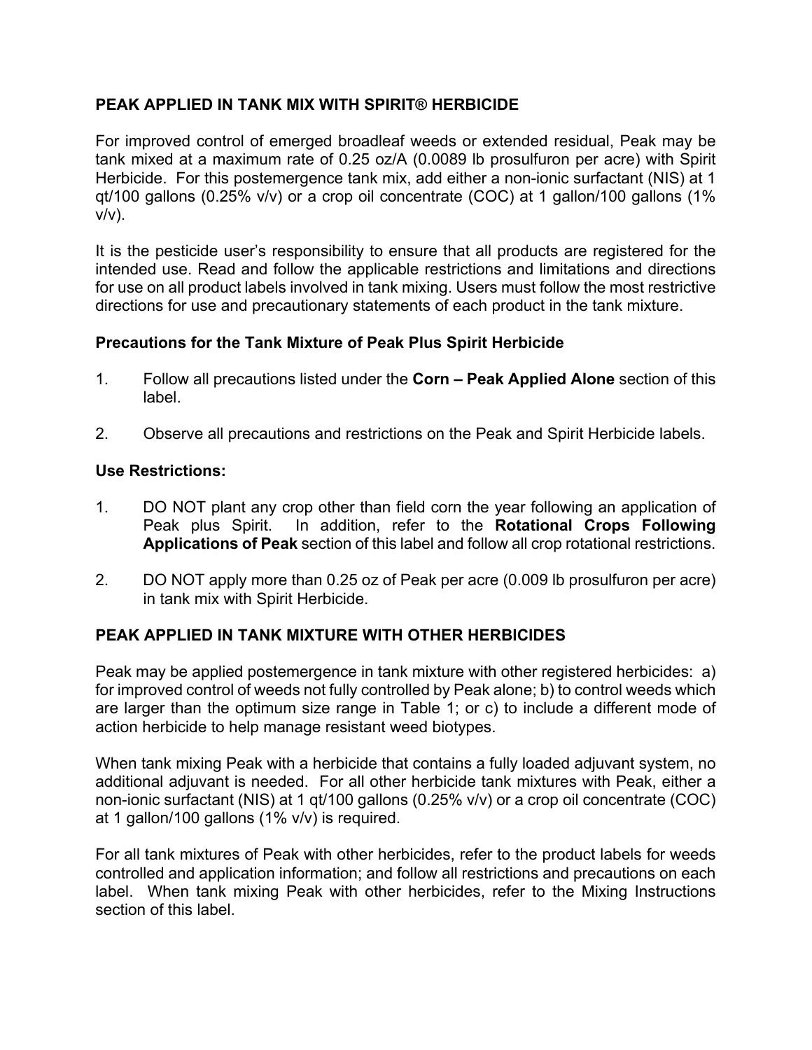## PEAK APPLIED IN TANK MIX WITH SPIRIT® HERBICIDE

For improved control of emerged broadleaf weeds or extended residual, Peak may be tank mixed at a maximum rate of 0.25 oz/A (0.0089 lb prosulfuron per acre) with Spirit Herbicide. For this postemergence tank mix, add either a non-ionic surfactant (NIS) at 1 qt/100 gallons (0.25% v/v) or a crop oil concentrate (COC) at 1 gallon/100 gallons (1% v/v).

It is the pesticide user's responsibility to ensure that all products are registered for the intended use. Read and follow the applicable restrictions and limitations and directions for use on all product labels involved in tank mixing. Users must follow the most restrictive directions for use and precautionary statements of each product in the tank mixture.

### Precautions for the Tank Mixture of Peak Plus Spirit Herbicide

1. Follow all precautions listed under the **Corn – Peak Applied Alone** section of this label.
2. Observe all precautions and restrictions on the Peak and Spirit Herbicide labels.

### Use Restrictions:

1. DO NOT plant any crop other than field corn the year following an application of Peak plus Spirit. In addition, refer to the **Rotational Crops Following Applications of Peak** section of this label and follow all crop rotational restrictions.
2. DO NOT apply more than 0.25 oz of Peak per acre (0.009 lb prosulfuron per acre) in tank mix with Spirit Herbicide.

## PEAK APPLIED IN TANK MIXTURE WITH OTHER HERBICIDES

Peak may be applied postemergence in tank mixture with other registered herbicides: a) for improved control of weeds not fully controlled by Peak alone; b) to control weeds which are larger than the optimum size range in Table 1; or c) to include a different mode of action herbicide to help manage resistant weed biotypes.

When tank mixing Peak with a herbicide that contains a fully loaded adjuvant system, no additional adjuvant is needed. For all other herbicide tank mixtures with Peak, either a non-ionic surfactant (NIS) at 1 qt/100 gallons (0.25% v/v) or a crop oil concentrate (COC) at 1 gallon/100 gallons (1% v/v) is required.

For all tank mixtures of Peak with other herbicides, refer to the product labels for weeds controlled and application information; and follow all restrictions and precautions on each label. When tank mixing Peak with other herbicides, refer to the Mixing Instructions section of this label.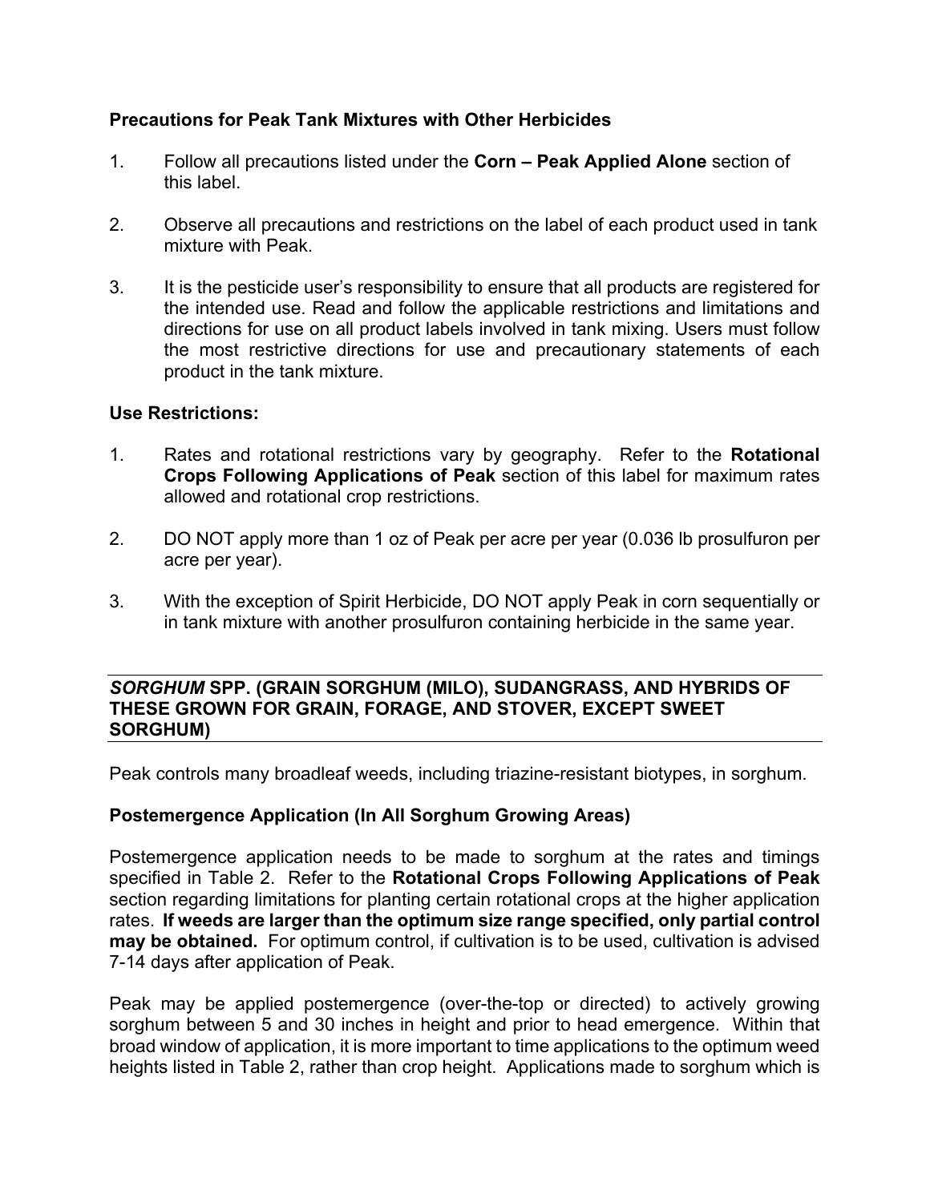### Precautions for Peak Tank Mixtures with Other Herbicides

1. Follow all precautions listed under the **Corn – Peak Applied Alone** section of this label.

2. Observe all precautions and restrictions on the label of each product used in tank mixture with Peak.

3. It is the pesticide user's responsibility to ensure that all products are registered for the intended use. Read and follow the applicable restrictions and limitations and directions for use on all product labels involved in tank mixing. Users must follow the most restrictive directions for use and precautionary statements of each product in the tank mixture.

### Use Restrictions:

1. Rates and rotational restrictions vary by geography. Refer to the **Rotational Crops Following Applications of Peak** section of this label for maximum rates allowed and rotational crop restrictions.

2. DO NOT apply more than 1 oz of Peak per acre per year (0.036 lb prosulfuron per acre per year).

3. With the exception of Spirit Herbicide, DO NOT apply Peak in corn sequentially or in tank mixture with another prosulfuron containing herbicide in the same year.

## *SORGHUM* SPP. (GRAIN SORGHUM (MILO), SUDANGRASS, AND HYBRIDS OF THESE GROWN FOR GRAIN, FORAGE, AND STOVER, EXCEPT SWEET SORGHUM)

Peak controls many broadleaf weeds, including triazine-resistant biotypes, in sorghum.

### Postemergence Application (In All Sorghum Growing Areas)

Postemergence application needs to be made to sorghum at the rates and timings specified in Table 2. Refer to the **Rotational Crops Following Applications of Peak** section regarding limitations for planting certain rotational crops at the higher application rates. **If weeds are larger than the optimum size range specified, only partial control may be obtained.** For optimum control, if cultivation is to be used, cultivation is advised 7-14 days after application of Peak.

Peak may be applied postemergence (over-the-top or directed) to actively growing sorghum between 5 and 30 inches in height and prior to head emergence. Within that broad window of application, it is more important to time applications to the optimum weed heights listed in Table 2, rather than crop height. Applications made to sorghum which is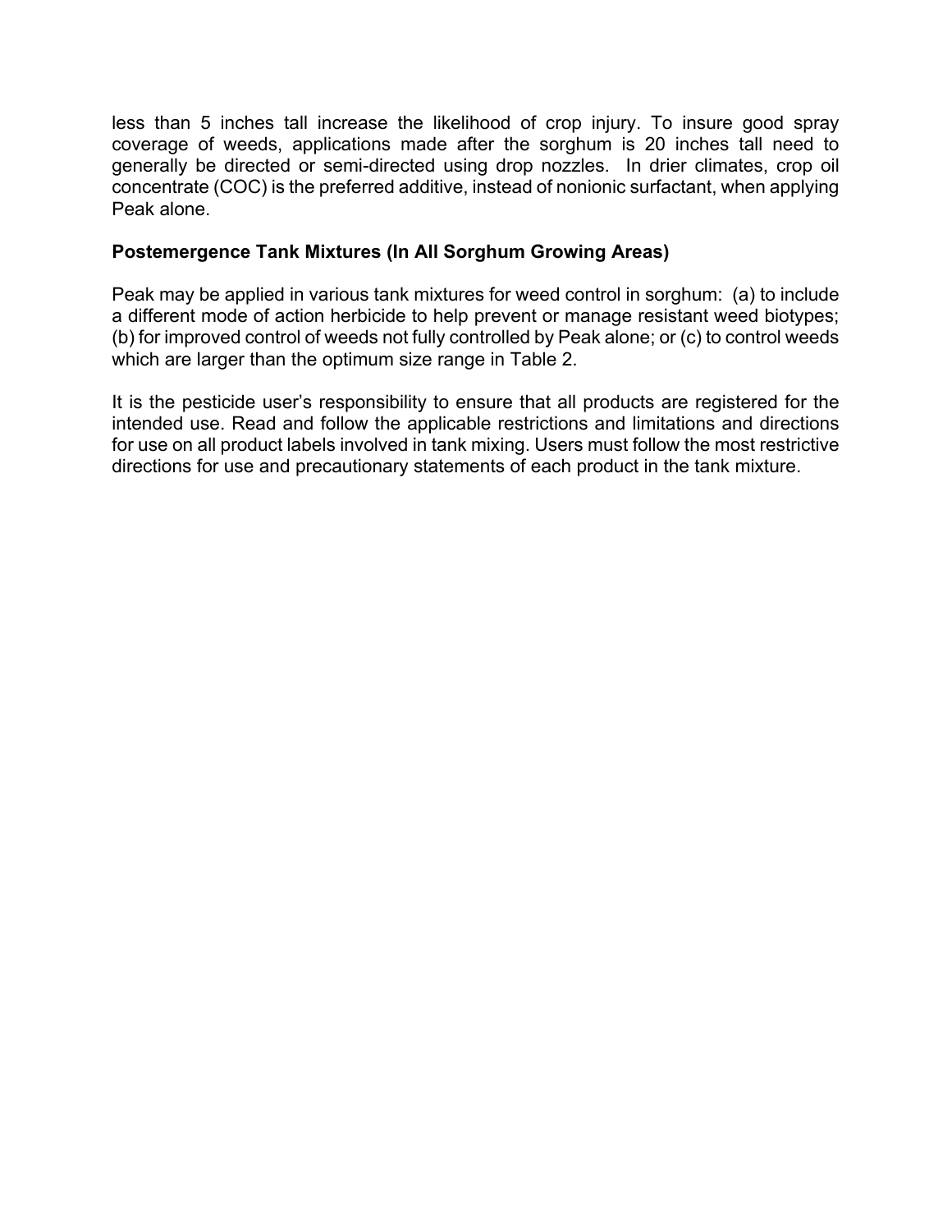less than 5 inches tall increase the likelihood of crop injury. To insure good spray coverage of weeds, applications made after the sorghum is 20 inches tall need to generally be directed or semi-directed using drop nozzles. In drier climates, crop oil concentrate (COC) is the preferred additive, instead of nonionic surfactant, when applying Peak alone.

**Postemergence Tank Mixtures (In All Sorghum Growing Areas)**

Peak may be applied in various tank mixtures for weed control in sorghum: (a) to include a different mode of action herbicide to help prevent or manage resistant weed biotypes; (b) for improved control of weeds not fully controlled by Peak alone; or (c) to control weeds which are larger than the optimum size range in Table 2.

It is the pesticide user's responsibility to ensure that all products are registered for the intended use. Read and follow the applicable restrictions and limitations and directions for use on all product labels involved in tank mixing. Users must follow the most restrictive directions for use and precautionary statements of each product in the tank mixture.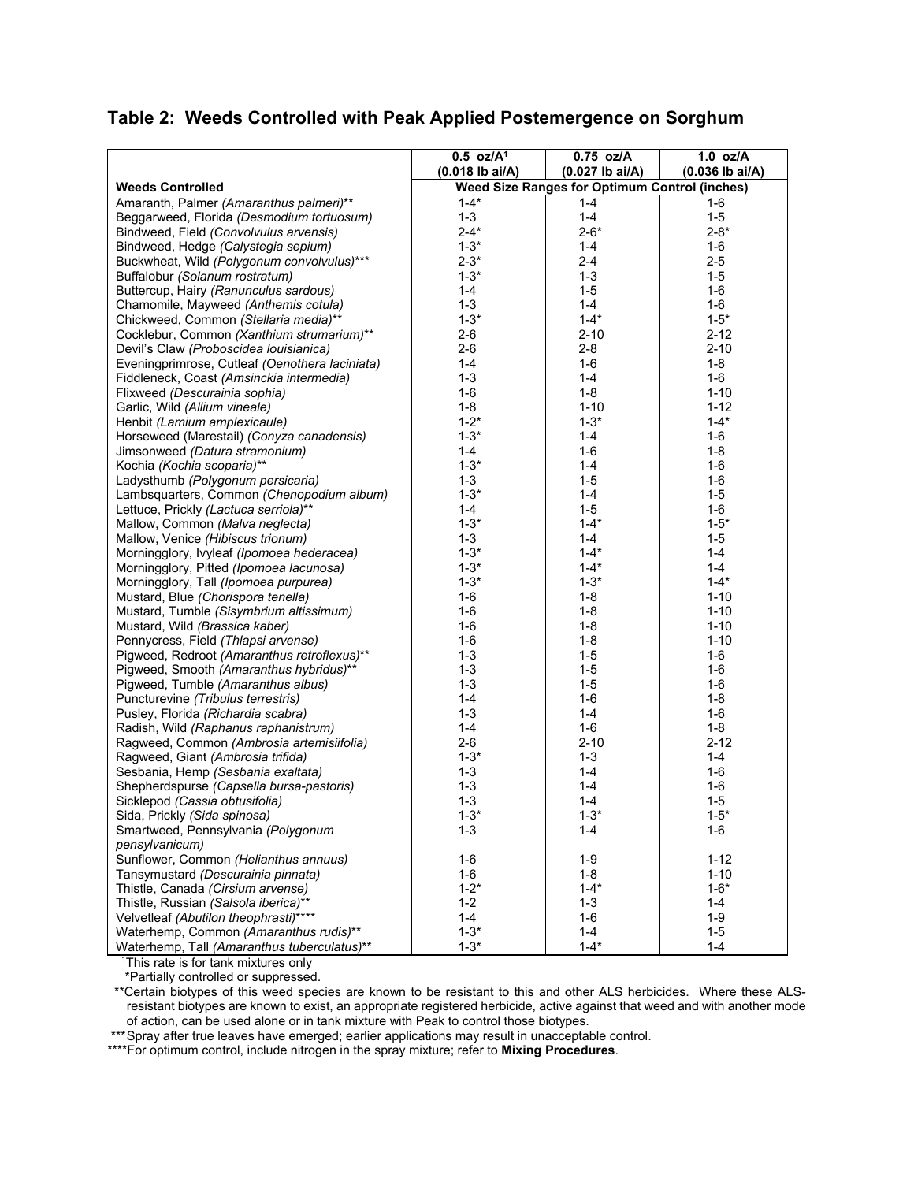## Table 2: Weeds Controlled with Peak Applied Postemergence on Sorghum

| | 0.5 oz/A[1] (0.018 lb ai/A) | 0.75 oz/A (0.027 lb ai/A) | 1.0 oz/A (0.036 lb ai/A) |
|---|---|---|---|
| **Weeds Controlled** | **Weed Size Ranges for Optimum Control (inches)** | | |
| Amaranth, Palmer *(Amaranthus palmeri)*** | 1-4* | 1-4 | 1-6 |
| Beggarweed, Florida *(Desmodium tortuosum)* | 1-3 | 1-4 | 1-5 |
| Bindweed, Field *(Convolvulus arvensis)* | 2-4* | 2-6* | 2-8* |
| Bindweed, Hedge *(Calystegia sepium)* | 1-3* | 1-4 | 1-6 |
| Buckwheat, Wild *(Polygonum convolvulus)**** | 2-3* | 2-4 | 2-5 |
| Buffalobur *(Solanum rostratum)* | 1-3* | 1-3 | 1-5 |
| Buttercup, Hairy *(Ranunculus sardous)* | 1-4 | 1-5 | 1-6 |
| Chamomile, Mayweed *(Anthemis cotula)* | 1-3 | 1-4 | 1-6 |
| Chickweed, Common *(Stellaria media)*** | 1-3* | 1-4* | 1-5* |
| Cocklebur, Common *(Xanthium strumarium)*** | 2-6 | 2-10 | 2-12 |
| Devil's Claw *(Proboscidea louisianica)* | 2-6 | 2-8 | 2-10 |
| Eveningprimrose, Cutleaf *(Oenothera laciniata)* | 1-4 | 1-6 | 1-8 |
| Fiddleneck, Coast *(Amsinckia intermedia)* | 1-3 | 1-4 | 1-6 |
| Flixweed *(Descurainia sophia)* | 1-6 | 1-8 | 1-10 |
| Garlic, Wild *(Allium vineale)* | 1-8 | 1-10 | 1-12 |
| Henbit *(Lamium amplexicaule)* | 1-2* | 1-3* | 1-4* |
| Horseweed (Marestail) *(Conyza canadensis)* | 1-3* | 1-4 | 1-6 |
| Jimsonweed *(Datura stramonium)* | 1-4 | 1-6 | 1-8 |
| Kochia *(Kochia scoparia)*** | 1-3* | 1-4 | 1-6 |
| Ladysthumb *(Polygonum persicaria)* | 1-3 | 1-5 | 1-6 |
| Lambsquarters, Common *(Chenopodium album)* | 1-3* | 1-4 | 1-5 |
| Lettuce, Prickly *(Lactuca serriola)*** | 1-4 | 1-5 | 1-6 |
| Mallow, Common *(Malva neglecta)* | 1-3* | 1-4* | 1-5* |
| Mallow, Venice *(Hibiscus trionum)* | 1-3 | 1-4 | 1-5 |
| Morningglory, Ivyleaf *(Ipomoea hederacea)* | 1-3* | 1-4* | 1-4 |
| Morningglory, Pitted *(Ipomoea lacunosa)* | 1-3* | 1-4* | 1-4 |
| Morningglory, Tall *(Ipomoea purpurea)* | 1-3* | 1-3* | 1-4* |
| Mustard, Blue *(Chorispora tenella)* | 1-6 | 1-8 | 1-10 |
| Mustard, Tumble *(Sisymbrium altissimum)* | 1-6 | 1-8 | 1-10 |
| Mustard, Wild *(Brassica kaber)* | 1-6 | 1-8 | 1-10 |
| Pennycress, Field *(Thlapsi arvense)* | 1-6 | 1-8 | 1-10 |
| Pigweed, Redroot *(Amaranthus retroflexus)*** | 1-3 | 1-5 | 1-6 |
| Pigweed, Smooth *(Amaranthus hybridus)*** | 1-3 | 1-5 | 1-6 |
| Pigweed, Tumble *(Amaranthus albus)* | 1-3 | 1-5 | 1-6 |
| Puncturevine *(Tribulus terrestris)* | 1-4 | 1-6 | 1-8 |
| Pusley, Florida *(Richardia scabra)* | 1-3 | 1-4 | 1-6 |
| Radish, Wild *(Raphanus raphanistrum)* | 1-4 | 1-6 | 1-8 |
| Ragweed, Common *(Ambrosia artemisiifolia)* | 2-6 | 2-10 | 2-12 |
| Ragweed, Giant *(Ambrosia trifida)* | 1-3* | 1-3 | 1-4 |
| Sesbania, Hemp *(Sesbania exaltata)* | 1-3 | 1-4 | 1-6 |
| Shepherdspurse *(Capsella bursa-pastoris)* | 1-3 | 1-4 | 1-6 |
| Sicklepod *(Cassia obtusifolia)* | 1-3 | 1-4 | 1-5 |
| Sida, Prickly *(Sida spinosa)* | 1-3* | 1-3* | 1-5* |
| Smartweed, Pennsylvania *(Polygonum pensylvanicum)* | 1-3 | 1-4 | 1-6 |
| Sunflower, Common *(Helianthus annuus)* | 1-6 | 1-9 | 1-12 |
| Tansymustard *(Descurainia pinnata)* | 1-6 | 1-8 | 1-10 |
| Thistle, Canada *(Cirsium arvense)* | 1-2* | 1-4* | 1-6* |
| Thistle, Russian *(Salsola iberica)*** | 1-2 | 1-3 | 1-4 |
| Velvetleaf *(Abutilon theophrasti)***** | 1-4 | 1-6 | 1-9 |
| Waterhemp, Common *(Amaranthus rudis)*** | 1-3* | 1-4 | 1-5 |
| Waterhemp, Tall *(Amaranthus tuberculatus)*** | 1-3* | 1-4* | 1-4 |

[1]This rate is for tank mixtures only

*Partially controlled or suppressed.

**Certain biotypes of this weed species are known to be resistant to this and other ALS herbicides. Where these ALS-resistant biotypes are known to exist, an appropriate registered herbicide, active against that weed and with another mode of action, can be used alone or in tank mixture with Peak to control those biotypes.

***Spray after true leaves have emerged; earlier applications may result in unacceptable control.

****For optimum control, include nitrogen in the spray mixture; refer to **Mixing Procedures**.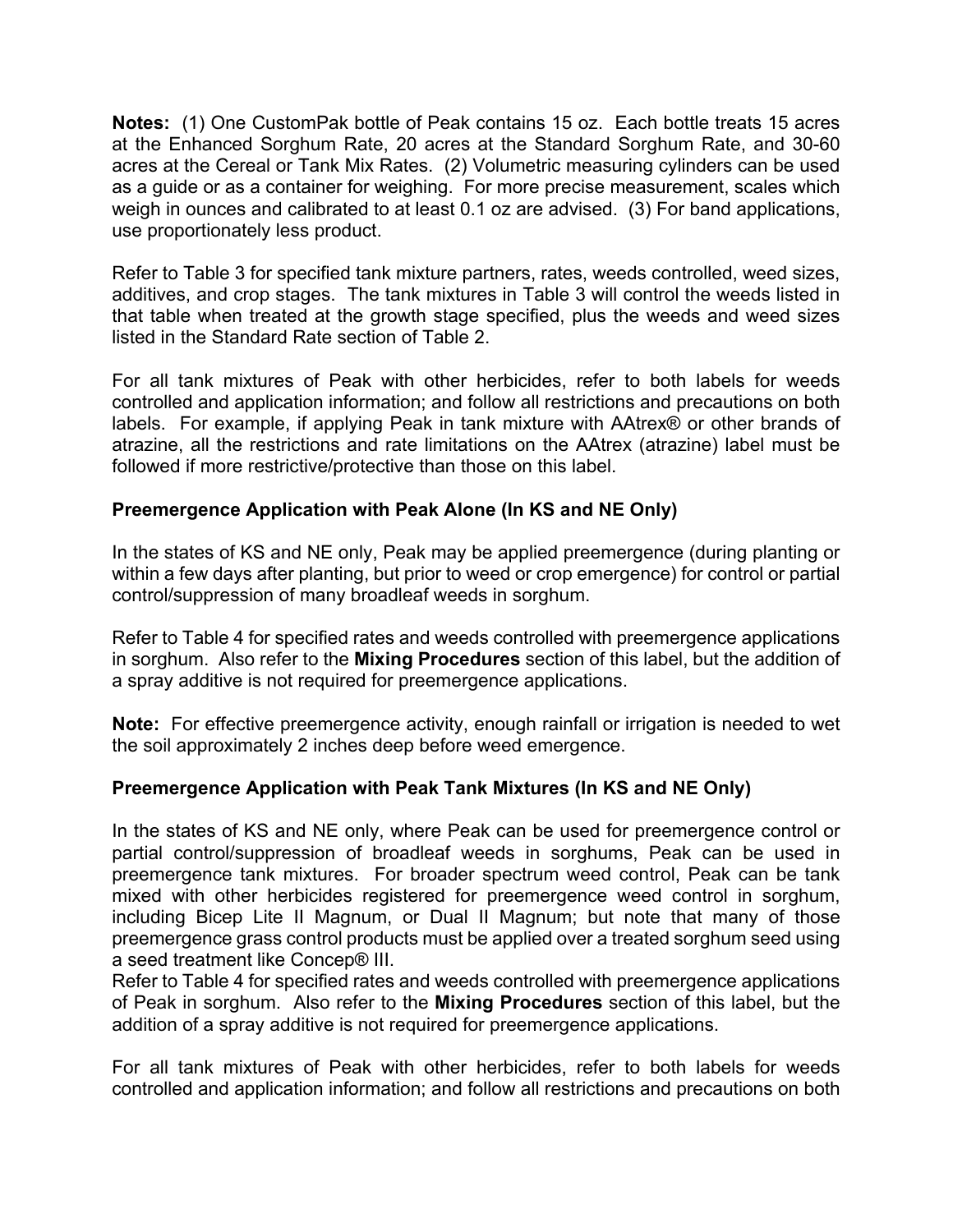**Notes:** (1) One CustomPak bottle of Peak contains 15 oz. Each bottle treats 15 acres at the Enhanced Sorghum Rate, 20 acres at the Standard Sorghum Rate, and 30-60 acres at the Cereal or Tank Mix Rates. (2) Volumetric measuring cylinders can be used as a guide or as a container for weighing. For more precise measurement, scales which weigh in ounces and calibrated to at least 0.1 oz are advised. (3) For band applications, use proportionately less product.

Refer to Table 3 for specified tank mixture partners, rates, weeds controlled, weed sizes, additives, and crop stages. The tank mixtures in Table 3 will control the weeds listed in that table when treated at the growth stage specified, plus the weeds and weed sizes listed in the Standard Rate section of Table 2.

For all tank mixtures of Peak with other herbicides, refer to both labels for weeds controlled and application information; and follow all restrictions and precautions on both labels. For example, if applying Peak in tank mixture with AAtrex® or other brands of atrazine, all the restrictions and rate limitations on the AAtrex (atrazine) label must be followed if more restrictive/protective than those on this label.

### Preemergence Application with Peak Alone (In KS and NE Only)

In the states of KS and NE only, Peak may be applied preemergence (during planting or within a few days after planting, but prior to weed or crop emergence) for control or partial control/suppression of many broadleaf weeds in sorghum.

Refer to Table 4 for specified rates and weeds controlled with preemergence applications in sorghum. Also refer to the **Mixing Procedures** section of this label, but the addition of a spray additive is not required for preemergence applications.

**Note:** For effective preemergence activity, enough rainfall or irrigation is needed to wet the soil approximately 2 inches deep before weed emergence.

### Preemergence Application with Peak Tank Mixtures (In KS and NE Only)

In the states of KS and NE only, where Peak can be used for preemergence control or partial control/suppression of broadleaf weeds in sorghums, Peak can be used in preemergence tank mixtures. For broader spectrum weed control, Peak can be tank mixed with other herbicides registered for preemergence weed control in sorghum, including Bicep Lite II Magnum, or Dual II Magnum; but note that many of those preemergence grass control products must be applied over a treated sorghum seed using a seed treatment like Concep® III.

Refer to Table 4 for specified rates and weeds controlled with preemergence applications of Peak in sorghum. Also refer to the **Mixing Procedures** section of this label, but the addition of a spray additive is not required for preemergence applications.

For all tank mixtures of Peak with other herbicides, refer to both labels for weeds controlled and application information; and follow all restrictions and precautions on both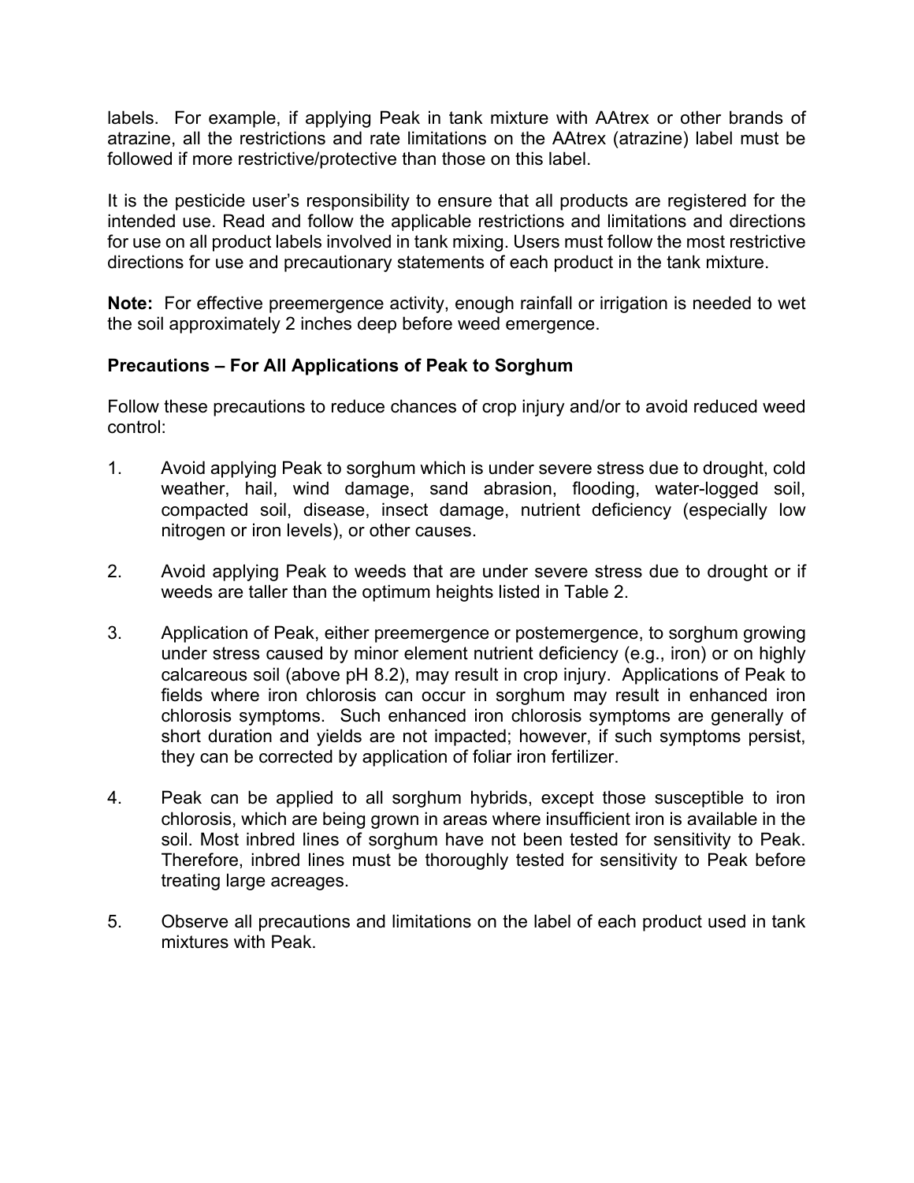labels. For example, if applying Peak in tank mixture with AAtrex or other brands of atrazine, all the restrictions and rate limitations on the AAtrex (atrazine) label must be followed if more restrictive/protective than those on this label.

It is the pesticide user's responsibility to ensure that all products are registered for the intended use. Read and follow the applicable restrictions and limitations and directions for use on all product labels involved in tank mixing. Users must follow the most restrictive directions for use and precautionary statements of each product in the tank mixture.

**Note:** For effective preemergence activity, enough rainfall or irrigation is needed to wet the soil approximately 2 inches deep before weed emergence.

**Precautions – For All Applications of Peak to Sorghum**

Follow these precautions to reduce chances of crop injury and/or to avoid reduced weed control:

1. Avoid applying Peak to sorghum which is under severe stress due to drought, cold weather, hail, wind damage, sand abrasion, flooding, water-logged soil, compacted soil, disease, insect damage, nutrient deficiency (especially low nitrogen or iron levels), or other causes.

2. Avoid applying Peak to weeds that are under severe stress due to drought or if weeds are taller than the optimum heights listed in Table 2.

3. Application of Peak, either preemergence or postemergence, to sorghum growing under stress caused by minor element nutrient deficiency (e.g., iron) or on highly calcareous soil (above pH 8.2), may result in crop injury. Applications of Peak to fields where iron chlorosis can occur in sorghum may result in enhanced iron chlorosis symptoms. Such enhanced iron chlorosis symptoms are generally of short duration and yields are not impacted; however, if such symptoms persist, they can be corrected by application of foliar iron fertilizer.

4. Peak can be applied to all sorghum hybrids, except those susceptible to iron chlorosis, which are being grown in areas where insufficient iron is available in the soil. Most inbred lines of sorghum have not been tested for sensitivity to Peak. Therefore, inbred lines must be thoroughly tested for sensitivity to Peak before treating large acreages.

5. Observe all precautions and limitations on the label of each product used in tank mixtures with Peak.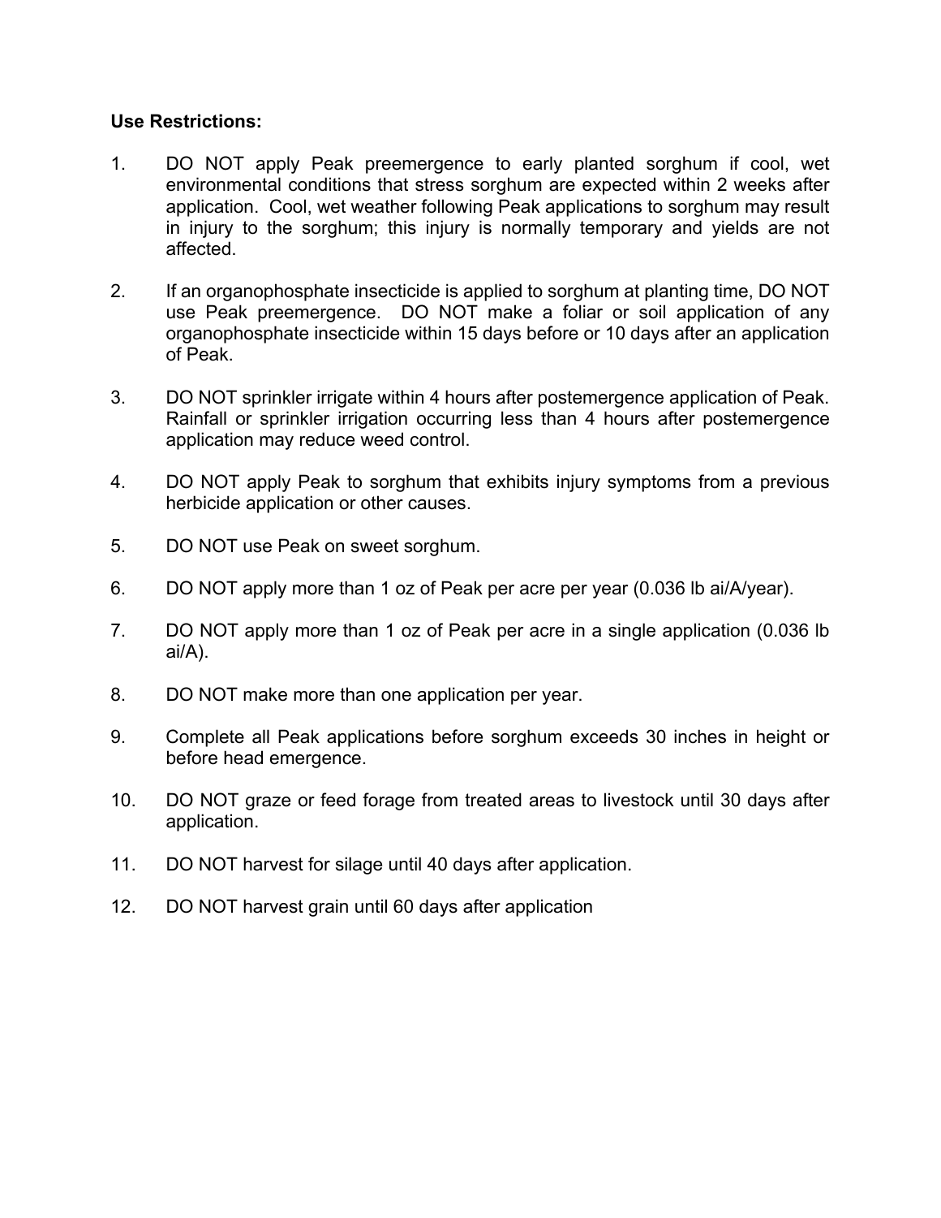**Use Restrictions:**

1. DO NOT apply Peak preemergence to early planted sorghum if cool, wet environmental conditions that stress sorghum are expected within 2 weeks after application. Cool, wet weather following Peak applications to sorghum may result in injury to the sorghum; this injury is normally temporary and yields are not affected.

2. If an organophosphate insecticide is applied to sorghum at planting time, DO NOT use Peak preemergence. DO NOT make a foliar or soil application of any organophosphate insecticide within 15 days before or 10 days after an application of Peak.

3. DO NOT sprinkler irrigate within 4 hours after postemergence application of Peak. Rainfall or sprinkler irrigation occurring less than 4 hours after postemergence application may reduce weed control.

4. DO NOT apply Peak to sorghum that exhibits injury symptoms from a previous herbicide application or other causes.

5. DO NOT use Peak on sweet sorghum.

6. DO NOT apply more than 1 oz of Peak per acre per year (0.036 lb ai/A/year).

7. DO NOT apply more than 1 oz of Peak per acre in a single application (0.036 lb ai/A).

8. DO NOT make more than one application per year.

9. Complete all Peak applications before sorghum exceeds 30 inches in height or before head emergence.

10. DO NOT graze or feed forage from treated areas to livestock until 30 days after application.

11. DO NOT harvest for silage until 40 days after application.

12. DO NOT harvest grain until 60 days after application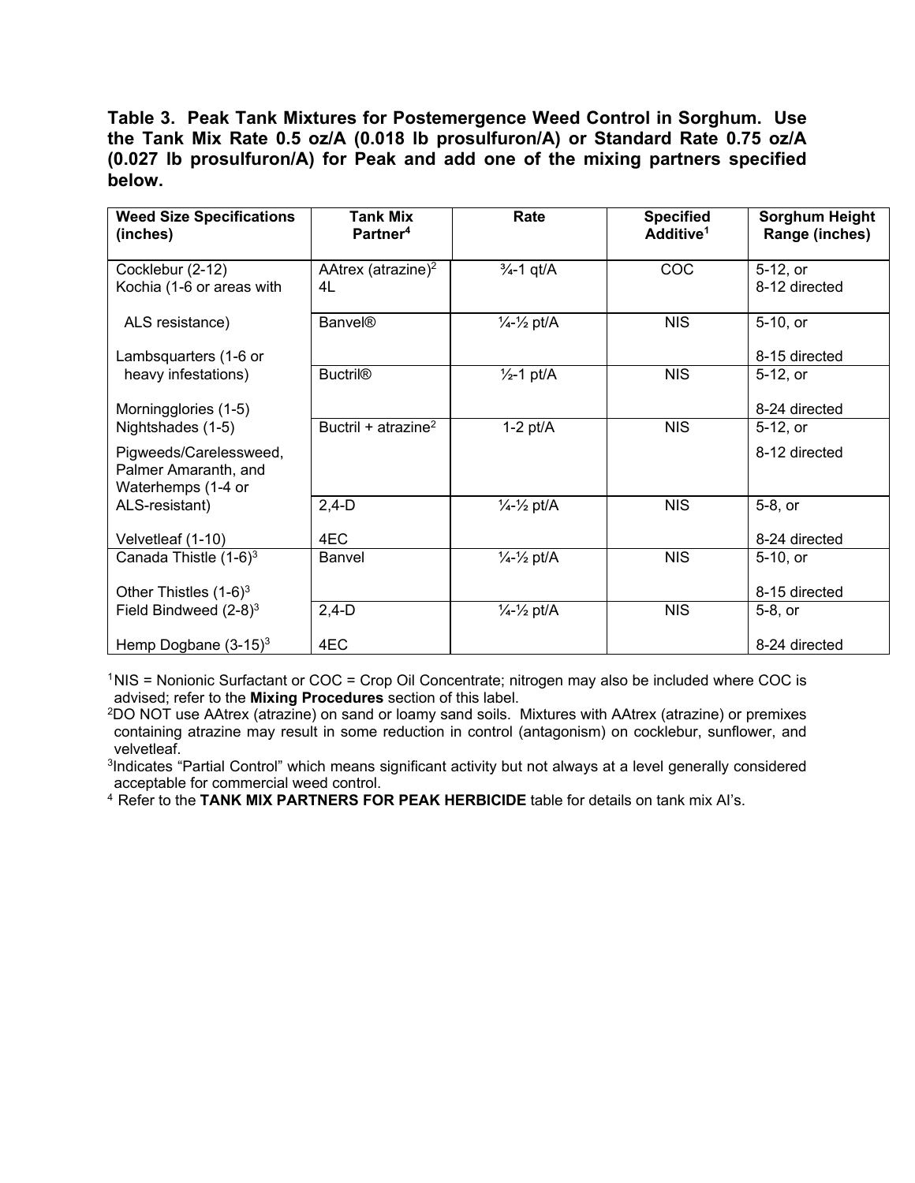**Table 3. Peak Tank Mixtures for Postemergence Weed Control in Sorghum. Use the Tank Mix Rate 0.5 oz/A (0.018 lb prosulfuron/A) or Standard Rate 0.75 oz/A (0.027 lb prosulfuron/A) for Peak and add one of the mixing partners specified below.**

| Weed Size Specifications (inches) | Tank Mix Partner[4] | Rate | Specified Additive[1] | Sorghum Height Range (inches) |
|---|---|---|---|---|
| Cocklebur (2-12)<br>Kochia (1-6 or areas with ALS resistance)<br>Lambsquarters (1-6 or heavy infestations)<br>Morningglories (1-5)<br>Nightshades (1-5)<br>Pigweeds/Carelessweed, Palmer Amaranth, and Waterhemps (1-4 or ALS-resistant)<br>Velvetleaf (1-10) | AAtrex (atrazine)[2] 4L | ¾-1 qt/A | COC | 5-12, or 8-12 directed |
| | Banvel® | ¼-½ pt/A | NIS | 5-10, or 8-15 directed |
| | Buctril® | ½-1 pt/A | NIS | 5-12, or 8-24 directed |
| | Buctril + atrazine[2] | 1-2 pt/A | NIS | 5-12, or 8-12 directed |
| | 2,4-D 4EC | ¼-½ pt/A | NIS | 5-8, or 8-24 directed |
| Canada Thistle (1-6)[3]<br>Other Thistles (1-6)[3]<br>Field Bindweed (2-8)[3]<br>Hemp Dogbane (3-15)[3] | Banvel | ¼-½ pt/A | NIS | 5-10, or 8-15 directed |
| | 2,4-D 4EC | ¼-½ pt/A | NIS | 5-8, or 8-24 directed |

[1]NIS = Nonionic Surfactant or COC = Crop Oil Concentrate; nitrogen may also be included where COC is advised; refer to the **Mixing Procedures** section of this label.

[2]DO NOT use AAtrex (atrazine) on sand or loamy sand soils. Mixtures with AAtrex (atrazine) or premixes containing atrazine may result in some reduction in control (antagonism) on cocklebur, sunflower, and velvetleaf.

[3]Indicates "Partial Control" which means significant activity but not always at a level generally considered acceptable for commercial weed control.

[4] Refer to the **TANK MIX PARTNERS FOR PEAK HERBICIDE** table for details on tank mix AI's.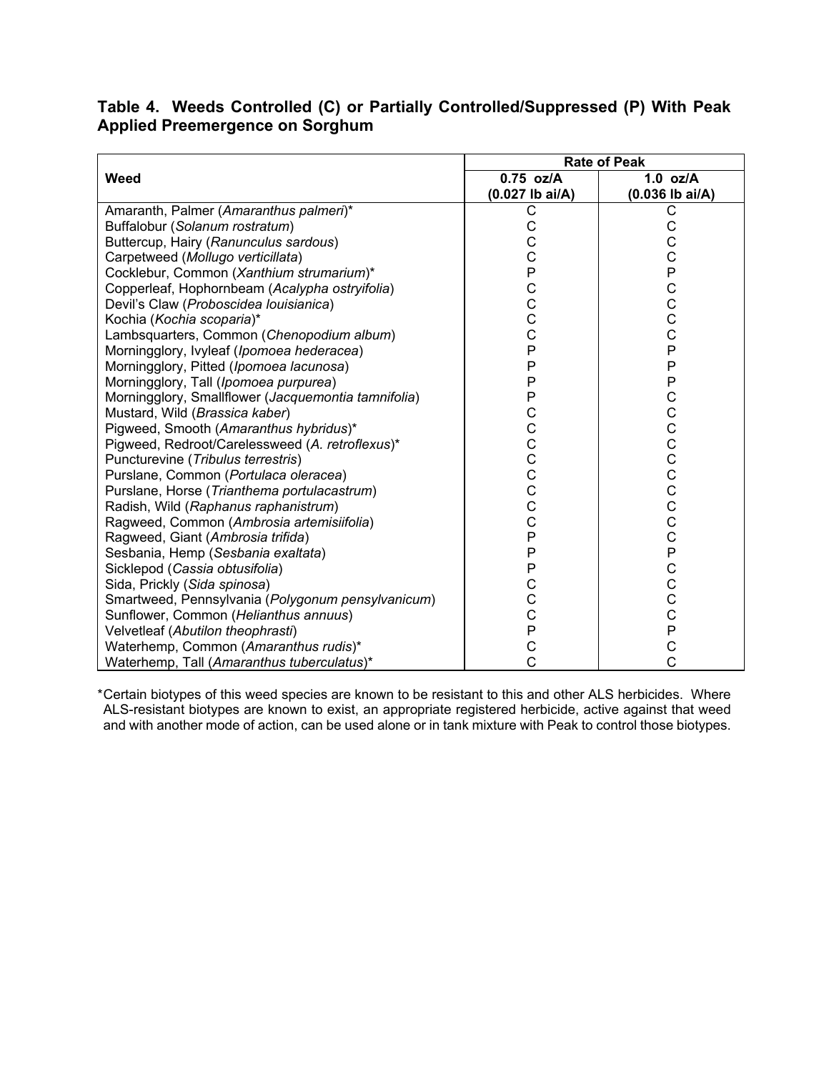### Table 4. Weeds Controlled (C) or Partially Controlled/Suppressed (P) With Peak Applied Preemergence on Sorghum

| Weed | Rate of Peak | |
|---|---|---|
| | **0.75 oz/A (0.027 lb ai/A)** | **1.0 oz/A (0.036 lb ai/A)** |
| Amaranth, Palmer (*Amaranthus palmeri*)* | C | C |
| Buffalobur (*Solanum rostratum*) | C | C |
| Buttercup, Hairy (*Ranunculus sardous*) | C | C |
| Carpetweed (*Mollugo verticillata*) | C | C |
| Cocklebur, Common (*Xanthium strumarium*)* | P | P |
| Copperleaf, Hophornbeam (*Acalypha ostryifolia*) | C | C |
| Devil's Claw (*Proboscidea louisianica*) | C | C |
| Kochia (*Kochia scoparia*)* | C | C |
| Lambsquarters, Common (*Chenopodium album*) | C | C |
| Morningglory, Ivyleaf (*Ipomoea hederacea*) | P | P |
| Morningglory, Pitted (*Ipomoea lacunosa*) | P | P |
| Morningglory, Tall (*Ipomoea purpurea*) | P | P |
| Morningglory, Smallflower (*Jacquemontia tamnifolia*) | P | C |
| Mustard, Wild (*Brassica kaber*) | C | C |
| Pigweed, Smooth (*Amaranthus hybridus*)* | C | C |
| Pigweed, Redroot/Carelessweed (*A. retroflexus*)* | C | C |
| Puncturevine (*Tribulus terrestris*) | C | C |
| Purslane, Common (*Portulaca oleracea*) | C | C |
| Purslane, Horse (*Trianthema portulacastrum*) | C | C |
| Radish, Wild (*Raphanus raphanistrum*) | C | C |
| Ragweed, Common (*Ambrosia artemisiifolia*) | C | C |
| Ragweed, Giant (*Ambrosia trifida*) | P | C |
| Sesbania, Hemp (*Sesbania exaltata*) | P | P |
| Sicklepod (*Cassia obtusifolia*) | P | C |
| Sida, Prickly (*Sida spinosa*) | C | C |
| Smartweed, Pennsylvania (*Polygonum pensylvanicum*) | C | C |
| Sunflower, Common (*Helianthus annuus*) | C | C |
| Velvetleaf (*Abutilon theophrasti*) | P | P |
| Waterhemp, Common (*Amaranthus rudis*)* | C | C |
| Waterhemp, Tall (*Amaranthus tuberculatus*)* | C | C |

*Certain biotypes of this weed species are known to be resistant to this and other ALS herbicides. Where ALS-resistant biotypes are known to exist, an appropriate registered herbicide, active against that weed and with another mode of action, can be used alone or in tank mixture with Peak to control those biotypes.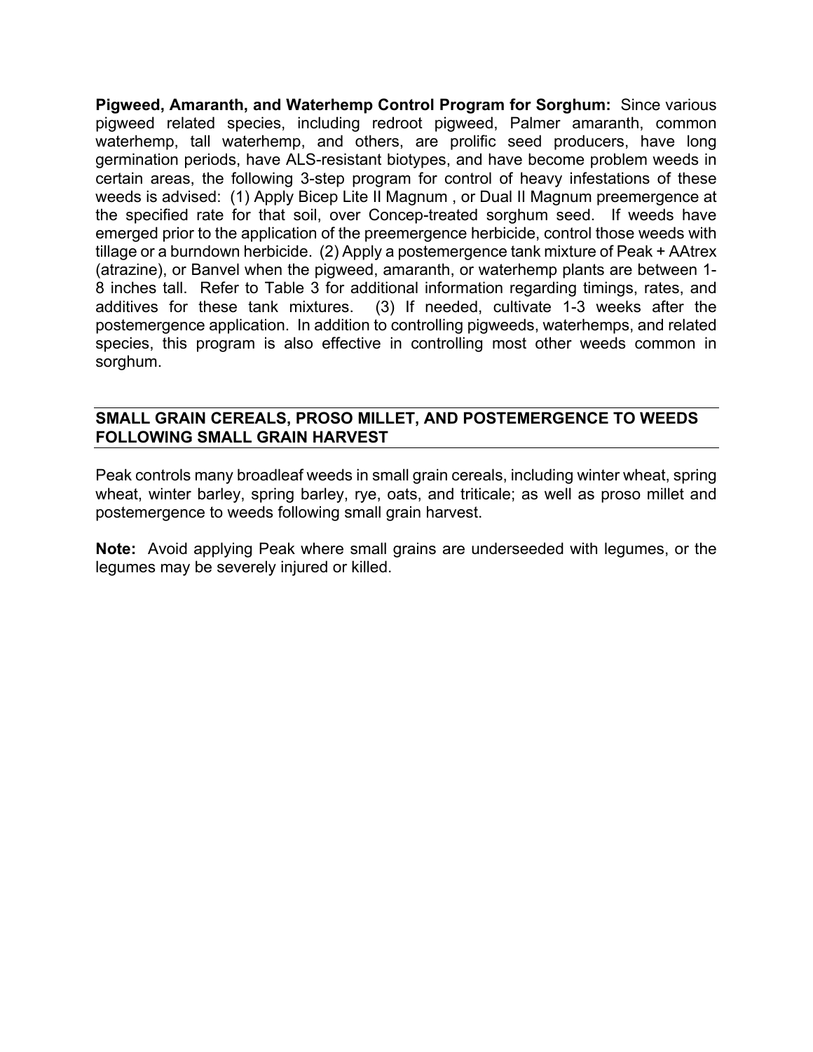**Pigweed, Amaranth, and Waterhemp Control Program for Sorghum:** Since various pigweed related species, including redroot pigweed, Palmer amaranth, common waterhemp, tall waterhemp, and others, are prolific seed producers, have long germination periods, have ALS-resistant biotypes, and have become problem weeds in certain areas, the following 3-step program for control of heavy infestations of these weeds is advised: (1) Apply Bicep Lite II Magnum , or Dual II Magnum preemergence at the specified rate for that soil, over Concep-treated sorghum seed. If weeds have emerged prior to the application of the preemergence herbicide, control those weeds with tillage or a burndown herbicide. (2) Apply a postemergence tank mixture of Peak + AAtrex (atrazine), or Banvel when the pigweed, amaranth, or waterhemp plants are between 1-8 inches tall. Refer to Table 3 for additional information regarding timings, rates, and additives for these tank mixtures. (3) If needed, cultivate 1-3 weeks after the postemergence application. In addition to controlling pigweeds, waterhemps, and related species, this program is also effective in controlling most other weeds common in sorghum.

## SMALL GRAIN CEREALS, PROSO MILLET, AND POSTEMERGENCE TO WEEDS FOLLOWING SMALL GRAIN HARVEST

Peak controls many broadleaf weeds in small grain cereals, including winter wheat, spring wheat, winter barley, spring barley, rye, oats, and triticale; as well as proso millet and postemergence to weeds following small grain harvest.

**Note:** Avoid applying Peak where small grains are underseeded with legumes, or the legumes may be severely injured or killed.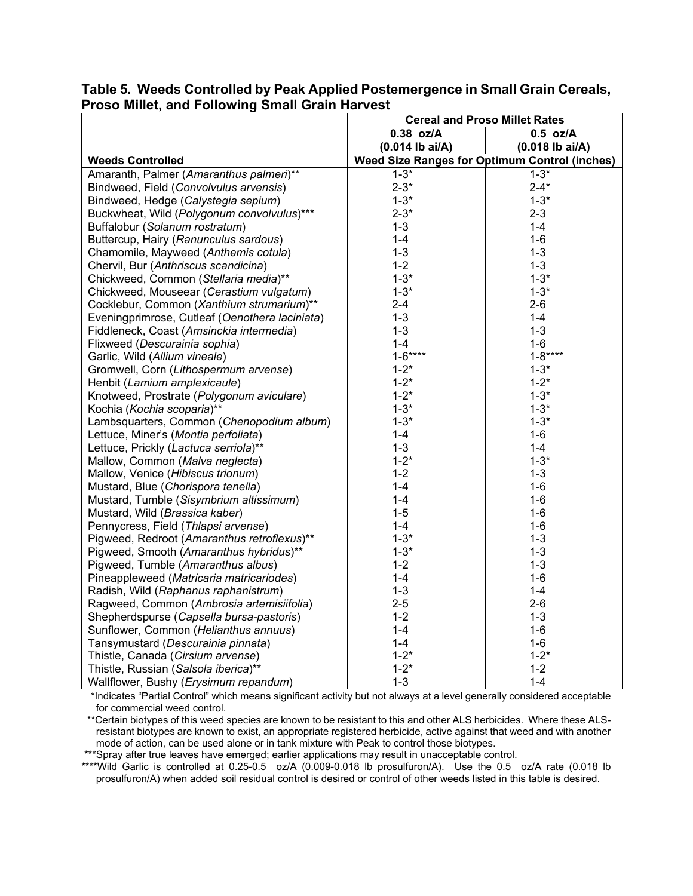**Table 5. Weeds Controlled by Peak Applied Postemergence in Small Grain Cereals, Proso Millet, and Following Small Grain Harvest**

| | Cereal and Proso Millet Rates | |
|---|---|---|
| | 0.38 oz/A (0.014 lb ai/A) | 0.5 oz/A (0.018 lb ai/A) |
| **Weeds Controlled** | **Weed Size Ranges for Optimum Control (inches)** | |
| Amaranth, Palmer (*Amaranthus palmeri*)** | 1-3* | 1-3* |
| Bindweed, Field (*Convolvulus arvensis*) | 2-3* | 2-4* |
| Bindweed, Hedge (*Calystegia sepium*) | 1-3* | 1-3* |
| Buckwheat, Wild (*Polygonum convolvulus*)*** | 2-3* | 2-3 |
| Buffalobur (*Solanum rostratum*) | 1-3 | 1-4 |
| Buttercup, Hairy (*Ranunculus sardous*) | 1-4 | 1-6 |
| Chamomile, Mayweed (*Anthemis cotula*) | 1-3 | 1-3 |
| Chervil, Bur (*Anthriscus scandicina*) | 1-2 | 1-3 |
| Chickweed, Common (*Stellaria media*)** | 1-3* | 1-3* |
| Chickweed, Mouseear (*Cerastium vulgatum*) | 1-3* | 1-3* |
| Cocklebur, Common (*Xanthium strumarium*)** | 2-4 | 2-6 |
| Eveningprimrose, Cutleaf (*Oenothera laciniata*) | 1-3 | 1-4 |
| Fiddleneck, Coast (*Amsinckia intermedia*) | 1-3 | 1-3 |
| Flixweed (*Descurainia sophia*) | 1-4 | 1-6 |
| Garlic, Wild (*Allium vineale*) | 1-6**** | 1-8**** |
| Gromwell, Corn (*Lithospermum arvense*) | 1-2* | 1-3* |
| Henbit (*Lamium amplexicaule*) | 1-2* | 1-2* |
| Knotweed, Prostrate (*Polygonum aviculare*) | 1-2* | 1-3* |
| Kochia (*Kochia scoparia*)** | 1-3* | 1-3* |
| Lambsquarters, Common (*Chenopodium album*) | 1-3* | 1-3* |
| Lettuce, Miner's (*Montia perfoliata*) | 1-4 | 1-6 |
| Lettuce, Prickly (*Lactuca serriola*)** | 1-3 | 1-4 |
| Mallow, Common (*Malva neglecta*) | 1-2* | 1-3* |
| Mallow, Venice (*Hibiscus trionum*) | 1-2 | 1-3 |
| Mustard, Blue (*Chorispora tenella*) | 1-4 | 1-6 |
| Mustard, Tumble (*Sisymbrium altissimum*) | 1-4 | 1-6 |
| Mustard, Wild (*Brassica kaber*) | 1-5 | 1-6 |
| Pennycress, Field (*Thlapsi arvense*) | 1-4 | 1-6 |
| Pigweed, Redroot (*Amaranthus retroflexus*)** | 1-3* | 1-3 |
| Pigweed, Smooth (*Amaranthus hybridus*)** | 1-3* | 1-3 |
| Pigweed, Tumble (*Amaranthus albus*) | 1-2 | 1-3 |
| Pineappleweed (*Matricaria matricariodes*) | 1-4 | 1-6 |
| Radish, Wild (*Raphanus raphanistrum*) | 1-3 | 1-4 |
| Ragweed, Common (*Ambrosia artemisiifolia*) | 2-5 | 2-6 |
| Shepherdspurse (*Capsella bursa-pastoris*) | 1-2 | 1-3 |
| Sunflower, Common (*Helianthus annuus*) | 1-4 | 1-6 |
| Tansymustard (*Descurainia pinnata*) | 1-4 | 1-6 |
| Thistle, Canada (*Cirsium arvense*) | 1-2* | 1-2* |
| Thistle, Russian (*Salsola iberica*)** | 1-2* | 1-2 |
| Wallflower, Bushy (*Erysimum repandum*) | 1-3 | 1-4 |

*Indicates "Partial Control" which means significant activity but not always at a level generally considered acceptable for commercial weed control.

**Certain biotypes of this weed species are known to be resistant to this and other ALS herbicides. Where these ALS-resistant biotypes are known to exist, an appropriate registered herbicide, active against that weed and with another mode of action, can be used alone or in tank mixture with Peak to control those biotypes.

***Spray after true leaves have emerged; earlier applications may result in unacceptable control.

****Wild Garlic is controlled at 0.25-0.5 oz/A (0.009-0.018 lb prosulfuron/A). Use the 0.5 oz/A rate (0.018 lb prosulfuron/A) when added soil residual control is desired or control of other weeds listed in this table is desired.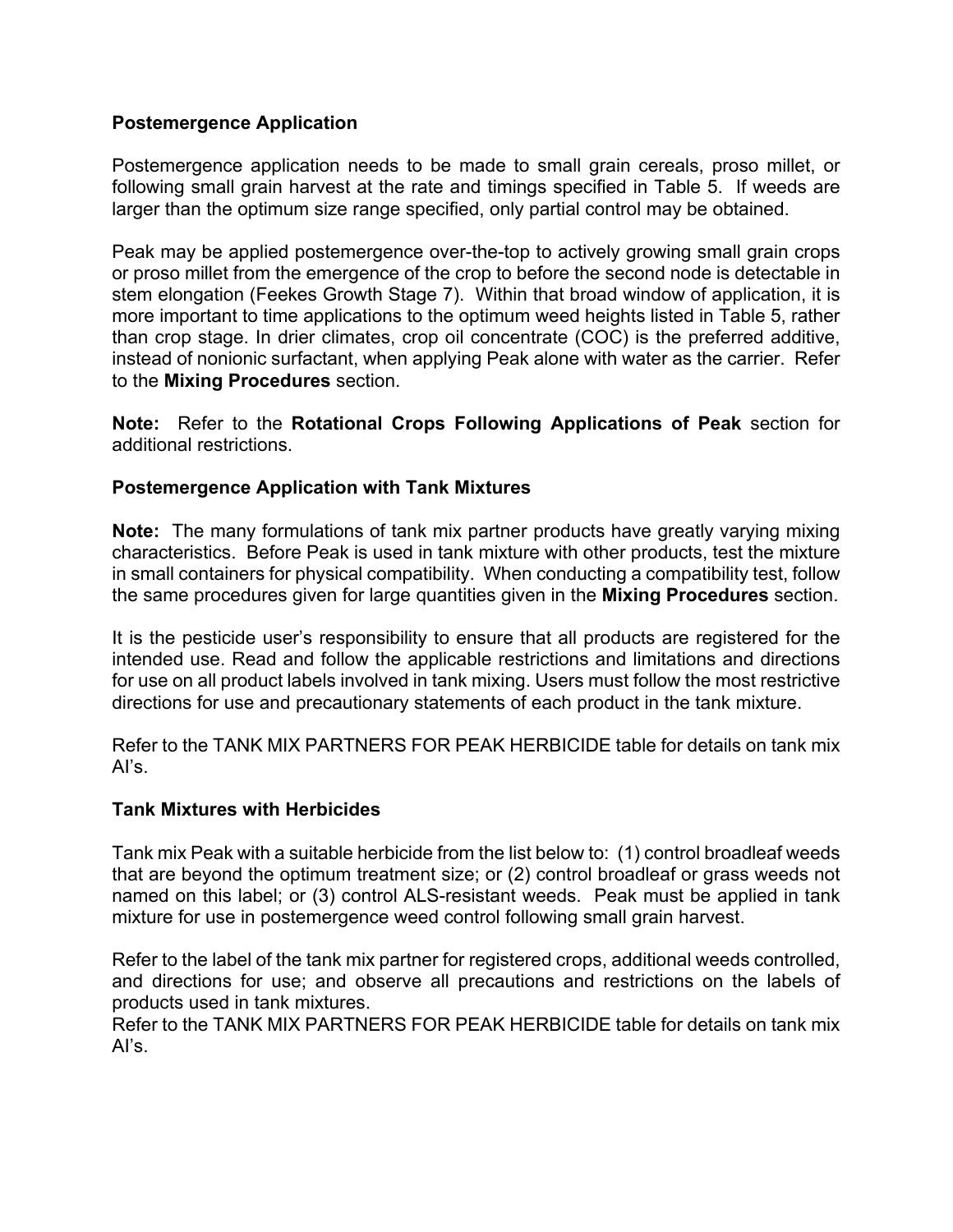**Postemergence Application**

Postemergence application needs to be made to small grain cereals, proso millet, or following small grain harvest at the rate and timings specified in Table 5. If weeds are larger than the optimum size range specified, only partial control may be obtained.

Peak may be applied postemergence over-the-top to actively growing small grain crops or proso millet from the emergence of the crop to before the second node is detectable in stem elongation (Feekes Growth Stage 7). Within that broad window of application, it is more important to time applications to the optimum weed heights listed in Table 5, rather than crop stage. In drier climates, crop oil concentrate (COC) is the preferred additive, instead of nonionic surfactant, when applying Peak alone with water as the carrier. Refer to the **Mixing Procedures** section.

**Note:** Refer to the **Rotational Crops Following Applications of Peak** section for additional restrictions.

**Postemergence Application with Tank Mixtures**

**Note:** The many formulations of tank mix partner products have greatly varying mixing characteristics. Before Peak is used in tank mixture with other products, test the mixture in small containers for physical compatibility. When conducting a compatibility test, follow the same procedures given for large quantities given in the **Mixing Procedures** section.

It is the pesticide user's responsibility to ensure that all products are registered for the intended use. Read and follow the applicable restrictions and limitations and directions for use on all product labels involved in tank mixing. Users must follow the most restrictive directions for use and precautionary statements of each product in the tank mixture.

Refer to the TANK MIX PARTNERS FOR PEAK HERBICIDE table for details on tank mix AI's.

**Tank Mixtures with Herbicides**

Tank mix Peak with a suitable herbicide from the list below to: (1) control broadleaf weeds that are beyond the optimum treatment size; or (2) control broadleaf or grass weeds not named on this label; or (3) control ALS-resistant weeds. Peak must be applied in tank mixture for use in postemergence weed control following small grain harvest.

Refer to the label of the tank mix partner for registered crops, additional weeds controlled, and directions for use; and observe all precautions and restrictions on the labels of products used in tank mixtures.
Refer to the TANK MIX PARTNERS FOR PEAK HERBICIDE table for details on tank mix AI's.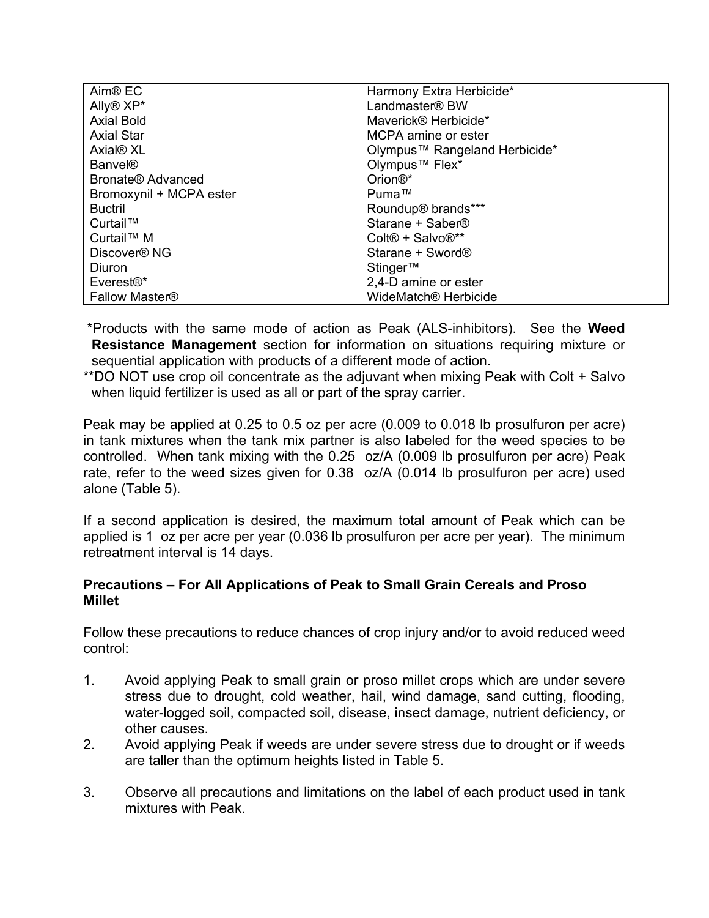| Aim® EC | Harmony Extra Herbicide* |
|---|---|
| Ally® XP* | Landmaster® BW |
| Axial Bold | Maverick® Herbicide* |
| Axial Star | MCPA amine or ester |
| Axial® XL | Olympus™ Rangeland Herbicide* |
| Banvel® | Olympus™ Flex* |
| Bronate® Advanced | Orion®* |
| Bromoxynil + MCPA ester | Puma™ |
| Buctril | Roundup® brands*** |
| Curtail™ | Starane + Saber® |
| Curtail™ M | Colt® + Salvo®** |
| Discover® NG | Starane + Sword® |
| Diuron | Stinger™ |
| Everest®* | 2,4-D amine or ester |
| Fallow Master® | WideMatch® Herbicide |

*Products with the same mode of action as Peak (ALS-inhibitors). See the **Weed Resistance Management** section for information on situations requiring mixture or sequential application with products of a different mode of action.

**DO NOT use crop oil concentrate as the adjuvant when mixing Peak with Colt + Salvo when liquid fertilizer is used as all or part of the spray carrier.

Peak may be applied at 0.25 to 0.5 oz per acre (0.009 to 0.018 lb prosulfuron per acre) in tank mixtures when the tank mix partner is also labeled for the weed species to be controlled. When tank mixing with the 0.25 oz/A (0.009 lb prosulfuron per acre) Peak rate, refer to the weed sizes given for 0.38 oz/A (0.014 lb prosulfuron per acre) used alone (Table 5).

If a second application is desired, the maximum total amount of Peak which can be applied is 1 oz per acre per year (0.036 lb prosulfuron per acre per year). The minimum retreatment interval is 14 days.

### Precautions – For All Applications of Peak to Small Grain Cereals and Proso Millet

Follow these precautions to reduce chances of crop injury and/or to avoid reduced weed control:

1. Avoid applying Peak to small grain or proso millet crops which are under severe stress due to drought, cold weather, hail, wind damage, sand cutting, flooding, water-logged soil, compacted soil, disease, insect damage, nutrient deficiency, or other causes.
2. Avoid applying Peak if weeds are under severe stress due to drought or if weeds are taller than the optimum heights listed in Table 5.
3. Observe all precautions and limitations on the label of each product used in tank mixtures with Peak.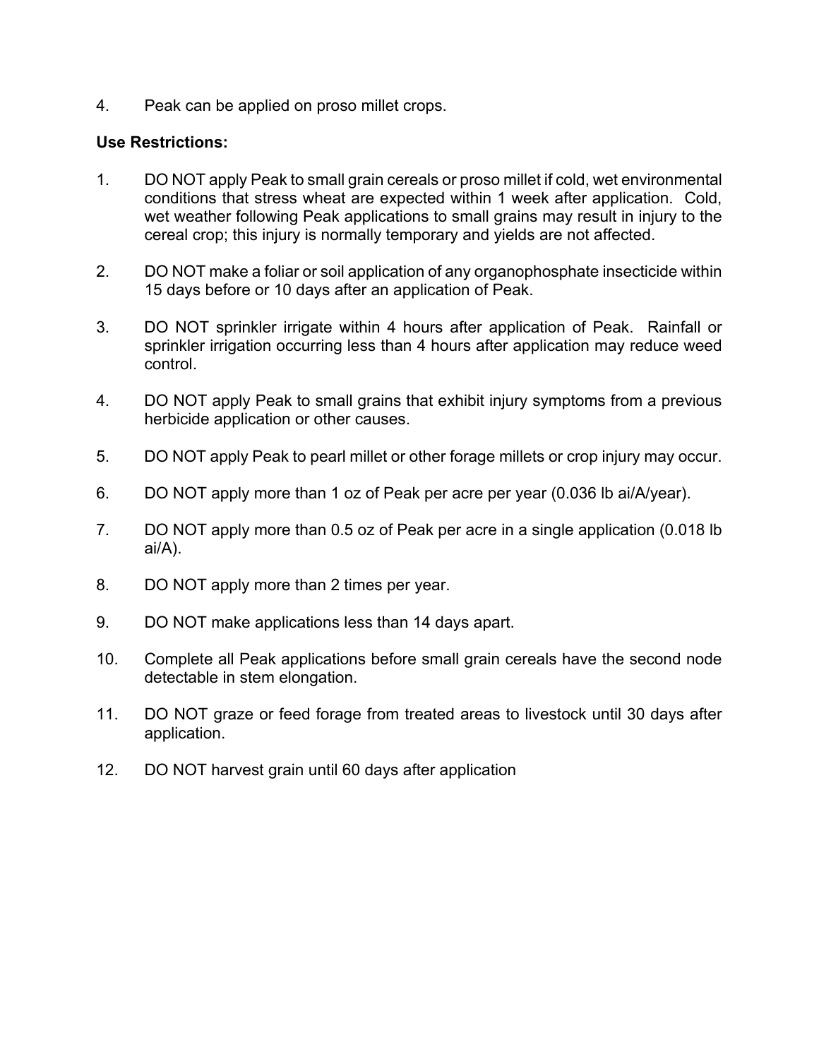4. Peak can be applied on proso millet crops.

**Use Restrictions:**

1. DO NOT apply Peak to small grain cereals or proso millet if cold, wet environmental conditions that stress wheat are expected within 1 week after application. Cold, wet weather following Peak applications to small grains may result in injury to the cereal crop; this injury is normally temporary and yields are not affected.

2. DO NOT make a foliar or soil application of any organophosphate insecticide within 15 days before or 10 days after an application of Peak.

3. DO NOT sprinkler irrigate within 4 hours after application of Peak. Rainfall or sprinkler irrigation occurring less than 4 hours after application may reduce weed control.

4. DO NOT apply Peak to small grains that exhibit injury symptoms from a previous herbicide application or other causes.

5. DO NOT apply Peak to pearl millet or other forage millets or crop injury may occur.

6. DO NOT apply more than 1 oz of Peak per acre per year (0.036 lb ai/A/year).

7. DO NOT apply more than 0.5 oz of Peak per acre in a single application (0.018 lb ai/A).

8. DO NOT apply more than 2 times per year.

9. DO NOT make applications less than 14 days apart.

10. Complete all Peak applications before small grain cereals have the second node detectable in stem elongation.

11. DO NOT graze or feed forage from treated areas to livestock until 30 days after application.

12. DO NOT harvest grain until 60 days after application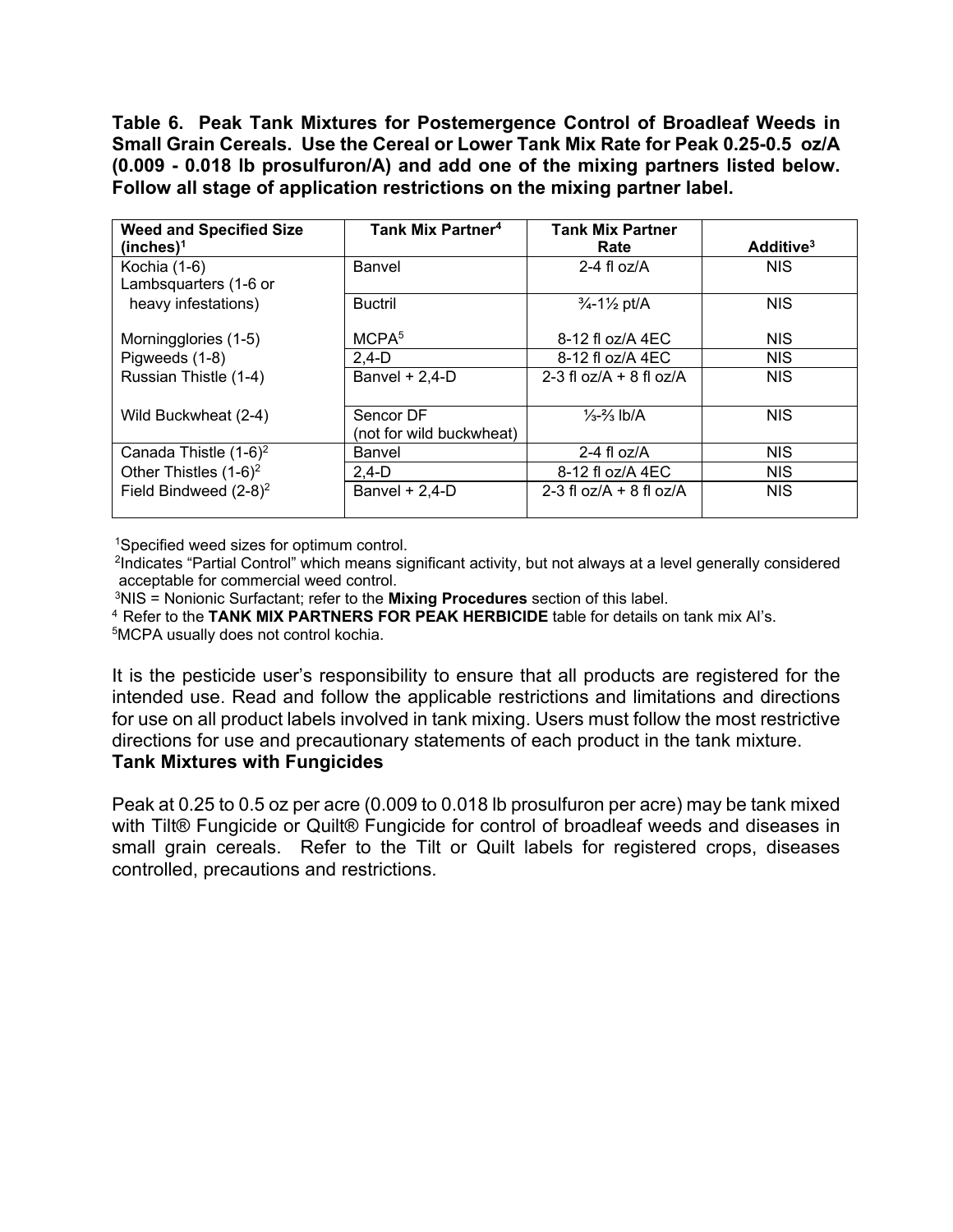**Table 6. Peak Tank Mixtures for Postemergence Control of Broadleaf Weeds in Small Grain Cereals. Use the Cereal or Lower Tank Mix Rate for Peak 0.25-0.5 oz/A (0.009 - 0.018 lb prosulfuron/A) and add one of the mixing partners listed below. Follow all stage of application restrictions on the mixing partner label.**

| Weed and Specified Size (inches)[1] | Tank Mix Partner[4] | Tank Mix Partner Rate | Additive[3] |
|---|---|---|---|
| Kochia (1-6)<br>Lambsquarters (1-6 or heavy infestations)<br>Morningglories (1-5)<br>Pigweeds (1-8)<br>Russian Thistle (1-4)<br>Wild Buckwheat (2-4) | Banvel | 2-4 fl oz/A | NIS |
| | Buctril | ¾-1½ pt/A | NIS |
| | MCPA[5] | 8-12 fl oz/A 4EC | NIS |
| | 2,4-D | 8-12 fl oz/A 4EC | NIS |
| | Banvel + 2,4-D | 2-3 fl oz/A + 8 fl oz/A | NIS |
| | Sencor DF (not for wild buckwheat) | ⅓-⅔ lb/A | NIS |
| Canada Thistle (1-6)[2]<br>Other Thistles (1-6)[2]<br>Field Bindweed (2-8)[2] | Banvel | 2-4 fl oz/A | NIS |
| | 2,4-D | 8-12 fl oz/A 4EC | NIS |
| | Banvel + 2,4-D | 2-3 fl oz/A + 8 fl oz/A | NIS |

[1]Specified weed sizes for optimum control.
[2]Indicates "Partial Control" which means significant activity, but not always at a level generally considered acceptable for commercial weed control.
[3]NIS = Nonionic Surfactant; refer to the **Mixing Procedures** section of this label.
[4] Refer to the **TANK MIX PARTNERS FOR PEAK HERBICIDE** table for details on tank mix AI's.
[5]MCPA usually does not control kochia.

It is the pesticide user's responsibility to ensure that all products are registered for the intended use. Read and follow the applicable restrictions and limitations and directions for use on all product labels involved in tank mixing. Users must follow the most restrictive directions for use and precautionary statements of each product in the tank mixture.

**Tank Mixtures with Fungicides**

Peak at 0.25 to 0.5 oz per acre (0.009 to 0.018 lb prosulfuron per acre) may be tank mixed with Tilt® Fungicide or Quilt® Fungicide for control of broadleaf weeds and diseases in small grain cereals. Refer to the Tilt or Quilt labels for registered crops, diseases controlled, precautions and restrictions.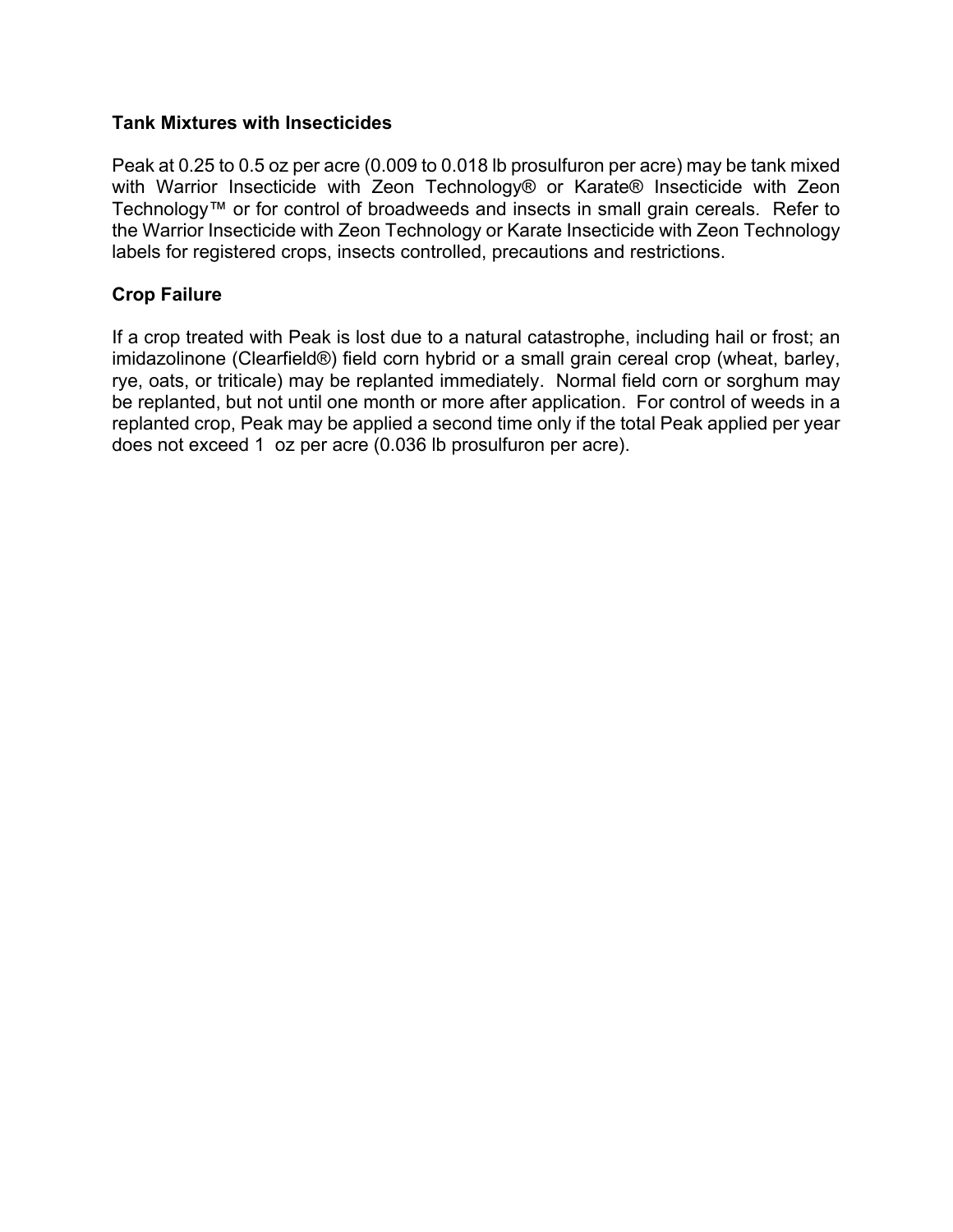### Tank Mixtures with Insecticides

Peak at 0.25 to 0.5 oz per acre (0.009 to 0.018 lb prosulfuron per acre) may be tank mixed with Warrior Insecticide with Zeon Technology® or Karate® Insecticide with Zeon Technology™ or for control of broadweeds and insects in small grain cereals. Refer to the Warrior Insecticide with Zeon Technology or Karate Insecticide with Zeon Technology labels for registered crops, insects controlled, precautions and restrictions.

### Crop Failure

If a crop treated with Peak is lost due to a natural catastrophe, including hail or frost; an imidazolinone (Clearfield®) field corn hybrid or a small grain cereal crop (wheat, barley, rye, oats, or triticale) may be replanted immediately. Normal field corn or sorghum may be replanted, but not until one month or more after application. For control of weeds in a replanted crop, Peak may be applied a second time only if the total Peak applied per year does not exceed 1 oz per acre (0.036 lb prosulfuron per acre).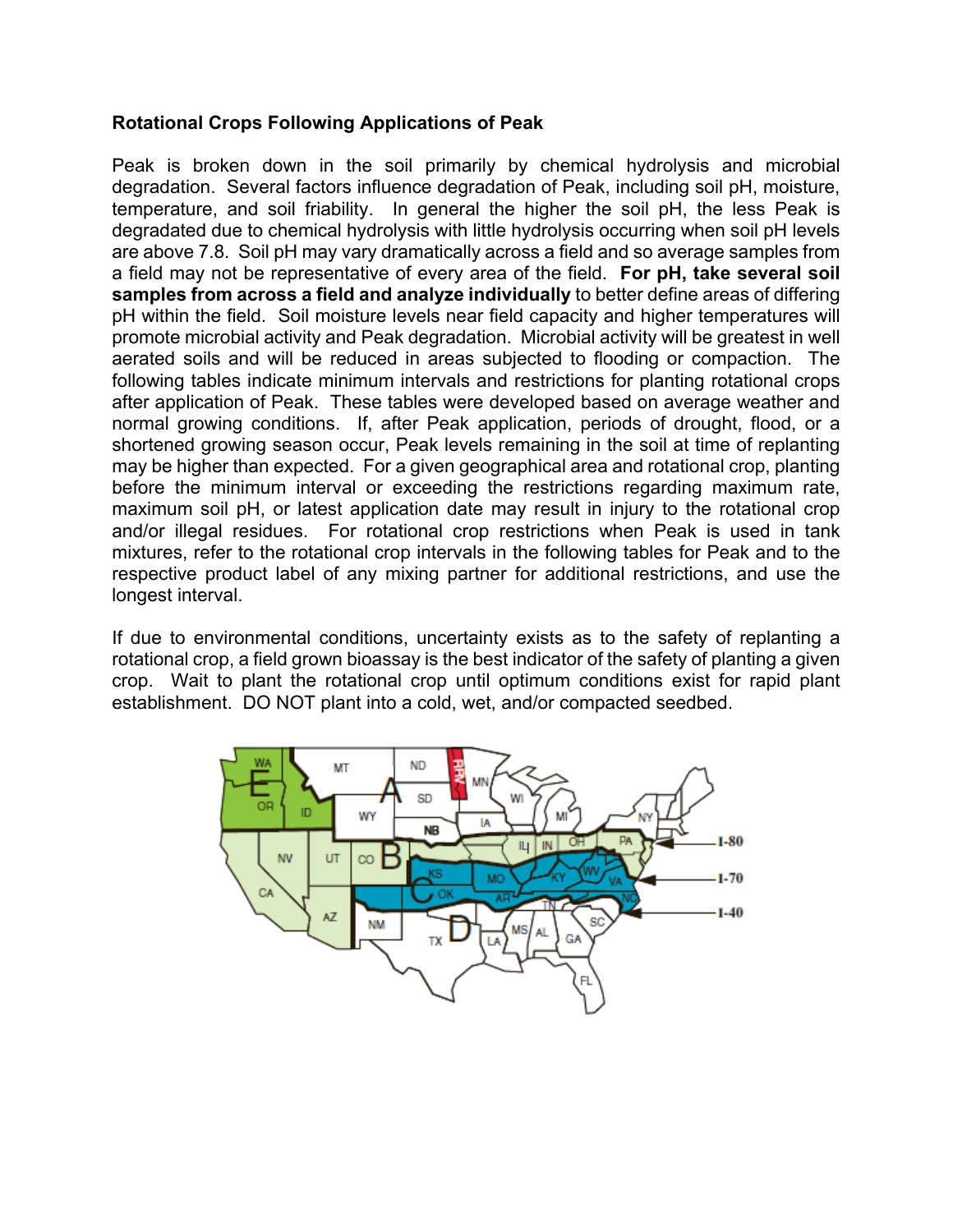## Rotational Crops Following Applications of Peak

Peak is broken down in the soil primarily by chemical hydrolysis and microbial degradation. Several factors influence degradation of Peak, including soil pH, moisture, temperature, and soil friability. In general the higher the soil pH, the less Peak is degraded due to chemical hydrolysis with little hydrolysis occurring when soil pH levels are above 7.8. Soil pH may vary dramatically across a field and so average samples from a field may not be representative of every area of the field. **For pH, take several soil samples from across a field and analyze individually** to better define areas of differing pH within the field. Soil moisture levels near field capacity and higher temperatures will promote microbial activity and Peak degradation. Microbial activity will be greatest in well aerated soils and will be reduced in areas subjected to flooding or compaction. The following tables indicate minimum intervals and restrictions for planting rotational crops after application of Peak. These tables were developed based on average weather and normal growing conditions. If, after Peak application, periods of drought, flood, or a shortened growing season occur, Peak levels remaining in the soil at time of replanting may be higher than expected. For a given geographical area and rotational crop, planting before the minimum interval or exceeding the restrictions regarding maximum rate, maximum soil pH, or latest application date may result in injury to the rotational crop and/or illegal residues. For rotational crop restrictions when Peak is used in tank mixtures, refer to the rotational crop intervals in the following tables for Peak and to the respective product label of any mixing partner for additional restrictions, and use the longest interval.

If due to environmental conditions, uncertainty exists as to the safety of replanting a rotational crop, a field grown bioassay is the best indicator of the safety of planting a given crop. Wait to plant the rotational crop until optimum conditions exist for rapid plant establishment. DO NOT plant into a cold, wet, and/or compacted seedbed.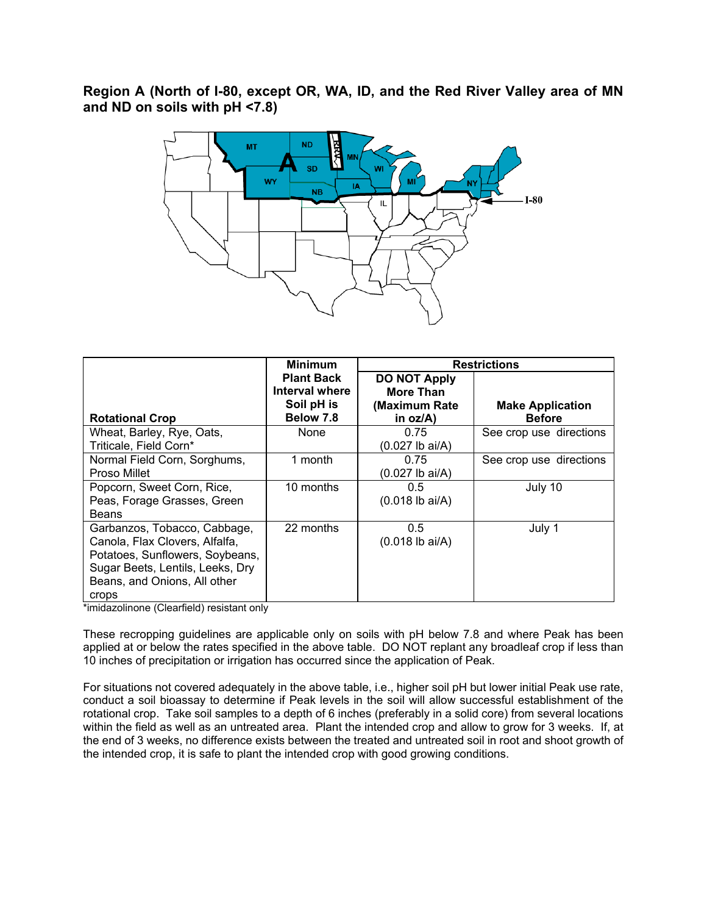**Region A (North of I-80, except OR, WA, ID, and the Red River Valley area of MN and ND on soils with pH <7.8)**

| Rotational Crop | Minimum Plant Back Interval where Soil pH is Below 7.8 | Restrictions | |
|---|---|---|---|
| | | DO NOT Apply More Than (Maximum Rate in oz/A) | Make Application Before |
| Wheat, Barley, Rye, Oats, Triticale, Field Corn* | None | 0.75 (0.027 lb ai/A) | See crop use directions |
| Normal Field Corn, Sorghums, Proso Millet | 1 month | 0.75 (0.027 lb ai/A) | See crop use directions |
| Popcorn, Sweet Corn, Rice, Peas, Forage Grasses, Green Beans | 10 months | 0.5 (0.018 lb ai/A) | July 10 |
| Garbanzos, Tobacco, Cabbage, Canola, Flax Clovers, Alfalfa, Potatoes, Sunflowers, Soybeans, Sugar Beets, Lentils, Leeks, Dry Beans, and Onions, All other crops | 22 months | 0.5 (0.018 lb ai/A) | July 1 |

*imidazolinone (Clearfield) resistant only

These recropping guidelines are applicable only on soils with pH below 7.8 and where Peak has been applied at or below the rates specified in the above table. DO NOT replant any broadleaf crop if less than 10 inches of precipitation or irrigation has occurred since the application of Peak.

For situations not covered adequately in the above table, i.e., higher soil pH but lower initial Peak use rate, conduct a soil bioassay to determine if Peak levels in the soil will allow successful establishment of the rotational crop. Take soil samples to a depth of 6 inches (preferably in a solid core) from several locations within the field as well as an untreated area. Plant the intended crop and allow to grow for 3 weeks. If, at the end of 3 weeks, no difference exists between the treated and untreated soil in root and shoot growth of the intended crop, it is safe to plant the intended crop with good growing conditions.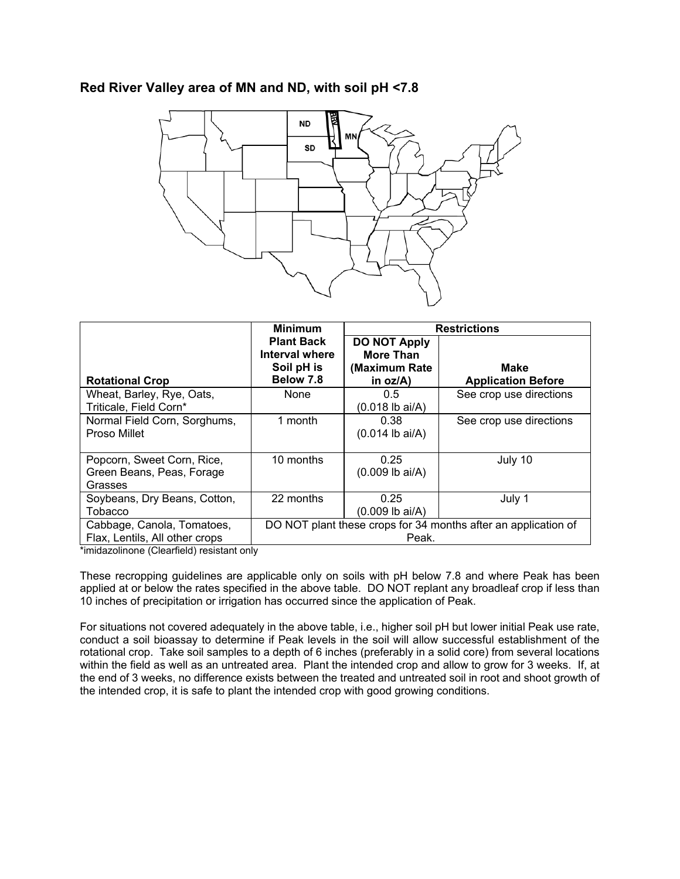## Red River Valley area of MN and ND, with soil pH <7.8

| Rotational Crop | Minimum Plant Back Interval where Soil pH is Below 7.8 | Restrictions | |
|---|---|---|---|
| | | DO NOT Apply More Than (Maximum Rate in oz/A) | Make Application Before |
| Wheat, Barley, Rye, Oats, Triticale, Field Corn* | None | 0.5 (0.018 lb ai/A) | See crop use directions |
| Normal Field Corn, Sorghums, Proso Millet | 1 month | 0.38 (0.014 lb ai/A) | See crop use directions |
| Popcorn, Sweet Corn, Rice, Green Beans, Peas, Forage Grasses | 10 months | 0.25 (0.009 lb ai/A) | July 10 |
| Soybeans, Dry Beans, Cotton, Tobacco | 22 months | 0.25 (0.009 lb ai/A) | July 1 |
| Cabbage, Canola, Tomatoes, Flax, Lentils, All other crops | DO NOT plant these crops for 34 months after an application of Peak. | | |

*imidazolinone (Clearfield) resistant only

These recropping guidelines are applicable only on soils with pH below 7.8 and where Peak has been applied at or below the rates specified in the above table. DO NOT replant any broadleaf crop if less than 10 inches of precipitation or irrigation has occurred since the application of Peak.

For situations not covered adequately in the above table, i.e., higher soil pH but lower initial Peak use rate, conduct a soil bioassay to determine if Peak levels in the soil will allow successful establishment of the rotational crop. Take soil samples to a depth of 6 inches (preferably in a solid core) from several locations within the field as well as an untreated area. Plant the intended crop and allow to grow for 3 weeks. If, at the end of 3 weeks, no difference exists between the treated and untreated soil in root and shoot growth of the intended crop, it is safe to plant the intended crop with good growing conditions.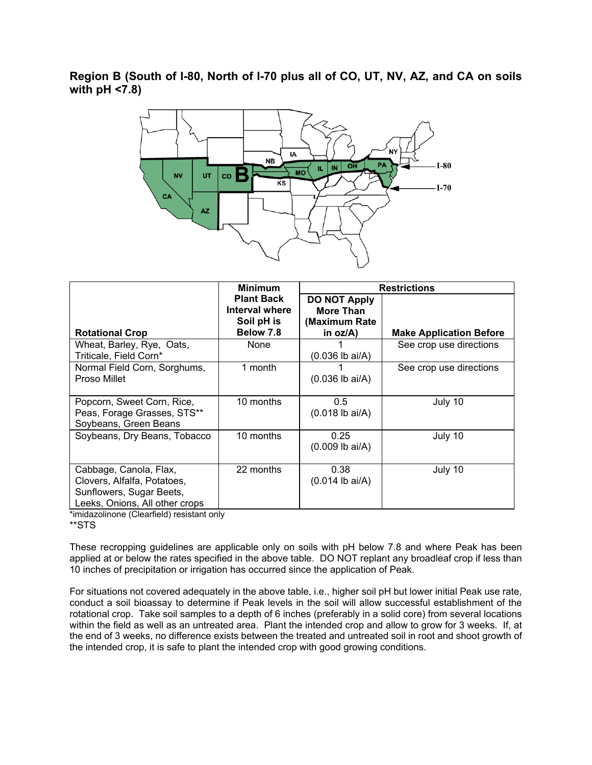**Region B (South of I-80, North of I-70 plus all of CO, UT, NV, AZ, and CA on soils with pH <7.8)**

| Rotational Crop | Minimum Plant Back Interval where Soil pH is Below 7.8 | Restrictions | |
|---|---|---|---|
| | | DO NOT Apply More Than (Maximum Rate in oz/A) | Make Application Before |
| Wheat, Barley, Rye, Oats, Triticale, Field Corn* | None | 1 (0.036 lb ai/A) | See crop use directions |
| Normal Field Corn, Sorghums, Proso Millet | 1 month | 1 (0.036 lb ai/A) | See crop use directions |
| Popcorn, Sweet Corn, Rice, Peas, Forage Grasses, STS** Soybeans, Green Beans | 10 months | 0.5 (0.018 lb ai/A) | July 10 |
| Soybeans, Dry Beans, Tobacco | 10 months | 0.25 (0.009 lb ai/A) | July 10 |
| Cabbage, Canola, Flax, Clovers, Alfalfa, Potatoes, Sunflowers, Sugar Beets, Leeks, Onions, All other crops | 22 months | 0.38 (0.014 lb ai/A) | July 10 |

*imidazolinone (Clearfield) resistant only
**STS

These recropping guidelines are applicable only on soils with pH below 7.8 and where Peak has been applied at or below the rates specified in the above table. DO NOT replant any broadleaf crop if less than 10 inches of precipitation or irrigation has occurred since the application of Peak.

For situations not covered adequately in the above table, i.e., higher soil pH but lower initial Peak use rate, conduct a soil bioassay to determine if Peak levels in the soil will allow successful establishment of the rotational crop. Take soil samples to a depth of 6 inches (preferably in a solid core) from several locations within the field as well as an untreated area. Plant the intended crop and allow to grow for 3 weeks. If, at the end of 3 weeks, no difference exists between the treated and untreated soil in root and shoot growth of the intended crop, it is safe to plant the intended crop with good growing conditions.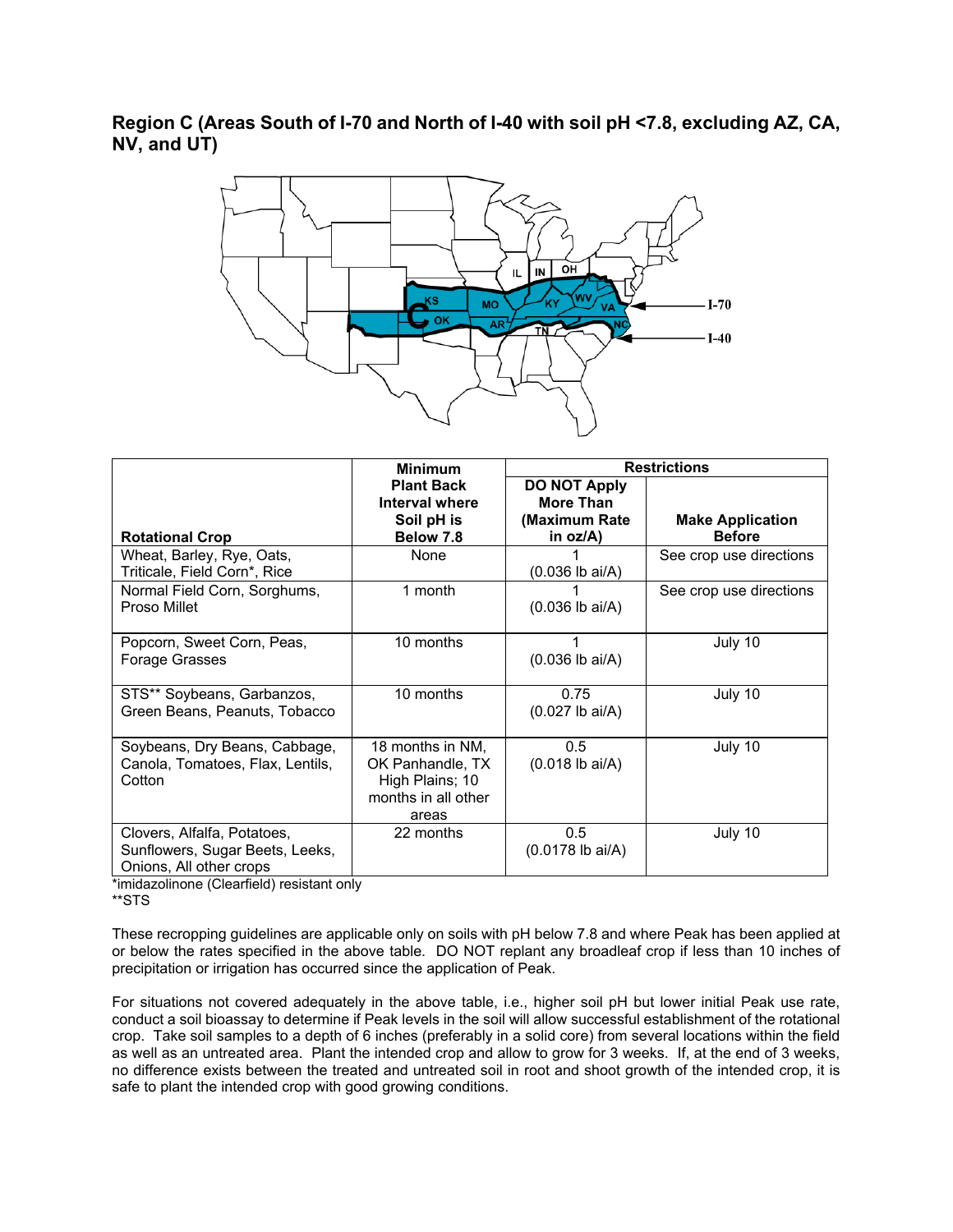## Region C (Areas South of I-70 and North of I-40 with soil pH <7.8, excluding AZ, CA, NV, and UT)

| Rotational Crop | Minimum Plant Back Interval where Soil pH is Below 7.8 | Restrictions | |
|---|---|---|---|
| | | DO NOT Apply More Than (Maximum Rate in oz/A) | Make Application Before |
| Wheat, Barley, Rye, Oats, Triticale, Field Corn*, Rice | None | 1 (0.036 lb ai/A) | See crop use directions |
| Normal Field Corn, Sorghums, Proso Millet | 1 month | 1 (0.036 lb ai/A) | See crop use directions |
| Popcorn, Sweet Corn, Peas, Forage Grasses | 10 months | 1 (0.036 lb ai/A) | July 10 |
| STS** Soybeans, Garbanzos, Green Beans, Peanuts, Tobacco | 10 months | 0.75 (0.027 lb ai/A) | July 10 |
| Soybeans, Dry Beans, Cabbage, Canola, Tomatoes, Flax, Lentils, Cotton | 18 months in NM, OK Panhandle, TX High Plains; 10 months in all other areas | 0.5 (0.018 lb ai/A) | July 10 |
| Clovers, Alfalfa, Potatoes, Sunflowers, Sugar Beets, Leeks, Onions, All other crops | 22 months | 0.5 (0.0178 lb ai/A) | July 10 |

*imidazolinone (Clearfield) resistant only
**STS

These recropping guidelines are applicable only on soils with pH below 7.8 and where Peak has been applied at or below the rates specified in the above table. DO NOT replant any broadleaf crop if less than 10 inches of precipitation or irrigation has occurred since the application of Peak.

For situations not covered adequately in the above table, i.e., higher soil pH but lower initial Peak use rate, conduct a soil bioassay to determine if Peak levels in the soil will allow successful establishment of the rotational crop. Take soil samples to a depth of 6 inches (preferably in a solid core) from several locations within the field as well as an untreated area. Plant the intended crop and allow to grow for 3 weeks. If, at the end of 3 weeks, no difference exists between the treated and untreated soil in root and shoot growth of the intended crop, it is safe to plant the intended crop with good growing conditions.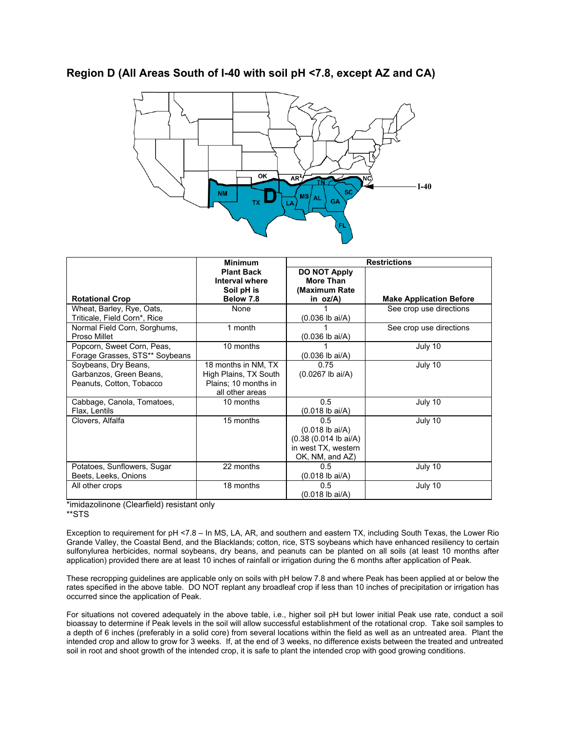## Region D (All Areas South of I-40 with soil pH <7.8, except AZ and CA)

| Rotational Crop | Minimum Plant Back Interval where Soil pH is Below 7.8 | Restrictions | |
|---|---|---|---|
| | | DO NOT Apply More Than (Maximum Rate in oz/A) | Make Application Before |
| Wheat, Barley, Rye, Oats, Triticale, Field Corn*, Rice | None | 1 (0.036 lb ai/A) | See crop use directions |
| Normal Field Corn, Sorghums, Proso Millet | 1 month | 1 (0.036 lb ai/A) | See crop use directions |
| Popcorn, Sweet Corn, Peas, Forage Grasses, STS** Soybeans | 10 months | 1 (0.036 lb ai/A) | July 10 |
| Soybeans, Dry Beans, Garbanzos, Green Beans, Peanuts, Cotton, Tobacco | 18 months in NM, TX High Plains, TX South Plains; 10 months in all other areas | 0.75 (0.0267 lb ai/A) | July 10 |
| Cabbage, Canola, Tomatoes, Flax, Lentils | 10 months | 0.5 (0.018 lb ai/A) | July 10 |
| Clovers, Alfalfa | 15 months | 0.5 (0.018 lb ai/A) (0.38 (0.014 lb ai/A) in west TX, western OK, NM, and AZ) | July 10 |
| Potatoes, Sunflowers, Sugar Beets, Leeks, Onions | 22 months | 0.5 (0.018 lb ai/A) | July 10 |
| All other crops | 18 months | 0.5 (0.018 lb ai/A) | July 10 |

*imidazolinone (Clearfield) resistant only
**STS

Exception to requirement for pH <7.8 – In MS, LA, AR, and southern and eastern TX, including South Texas, the Lower Rio Grande Valley, the Coastal Bend, and the Blacklands; cotton, rice, STS soybeans which have enhanced resiliency to certain sulfonylurea herbicides, normal soybeans, dry beans, and peanuts can be planted on all soils (at least 10 months after application) provided there are at least 10 inches of rainfall or irrigation during the 6 months after application of Peak.

These recropping guidelines are applicable only on soils with pH below 7.8 and where Peak has been applied at or below the rates specified in the above table. DO NOT replant any broadleaf crop if less than 10 inches of precipitation or irrigation has occurred since the application of Peak.

For situations not covered adequately in the above table, i.e., higher soil pH but lower initial Peak use rate, conduct a soil bioassay to determine if Peak levels in the soil will allow successful establishment of the rotational crop. Take soil samples to a depth of 6 inches (preferably in a solid core) from several locations within the field as well as an untreated area. Plant the intended crop and allow to grow for 3 weeks. If, at the end of 3 weeks, no difference exists between the treated and untreated soil in root and shoot growth of the intended crop, it is safe to plant the intended crop with good growing conditions.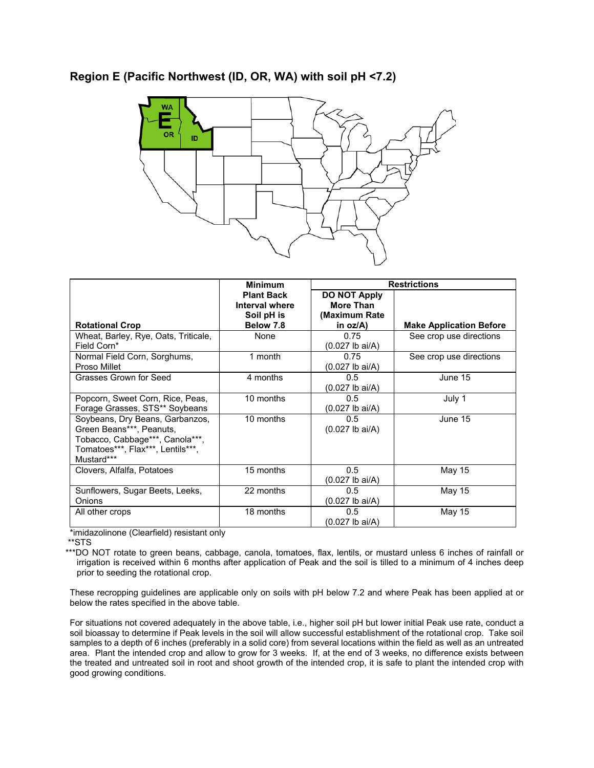## Region E (Pacific Northwest (ID, OR, WA) with soil pH <7.2)

| Rotational Crop | Minimum Plant Back Interval where Soil pH is Below 7.8 | Restrictions | |
|---|---|---|---|
| | | DO NOT Apply More Than (Maximum Rate in oz/A) | Make Application Before |
| Wheat, Barley, Rye, Oats, Triticale, Field Corn* | None | 0.75 (0.027 lb ai/A) | See crop use directions |
| Normal Field Corn, Sorghums, Proso Millet | 1 month | 0.75 (0.027 lb ai/A) | See crop use directions |
| Grasses Grown for Seed | 4 months | 0.5 (0.027 lb ai/A) | June 15 |
| Popcorn, Sweet Corn, Rice, Peas, Forage Grasses, STS** Soybeans | 10 months | 0.5 (0.027 lb ai/A) | July 1 |
| Soybeans, Dry Beans, Garbanzos, Green Beans***, Peanuts, Tobacco, Cabbage***, Canola***, Tomatoes***, Flax***, Lentils***, Mustard*** | 10 months | 0.5 (0.027 lb ai/A) | June 15 |
| Clovers, Alfalfa, Potatoes | 15 months | 0.5 (0.027 lb ai/A) | May 15 |
| Sunflowers, Sugar Beets, Leeks, Onions | 22 months | 0.5 (0.027 lb ai/A) | May 15 |
| All other crops | 18 months | 0.5 (0.027 lb ai/A) | May 15 |

*imidazolinone (Clearfield) resistant only

**STS

***DO NOT rotate to green beans, cabbage, canola, tomatoes, flax, lentils, or mustard unless 6 inches of rainfall or irrigation is received within 6 months after application of Peak and the soil is tilled to a minimum of 4 inches deep prior to seeding the rotational crop.

These recropping guidelines are applicable only on soils with pH below 7.2 and where Peak has been applied at or below the rates specified in the above table.

For situations not covered adequately in the above table, i.e., higher soil pH but lower initial Peak use rate, conduct a soil bioassay to determine if Peak levels in the soil will allow successful establishment of the rotational crop. Take soil samples to a depth of 6 inches (preferably in a solid core) from several locations within the field as well as an untreated area. Plant the intended crop and allow to grow for 3 weeks. If, at the end of 3 weeks, no difference exists between the treated and untreated soil in root and shoot growth of the intended crop, it is safe to plant the intended crop with good growing conditions.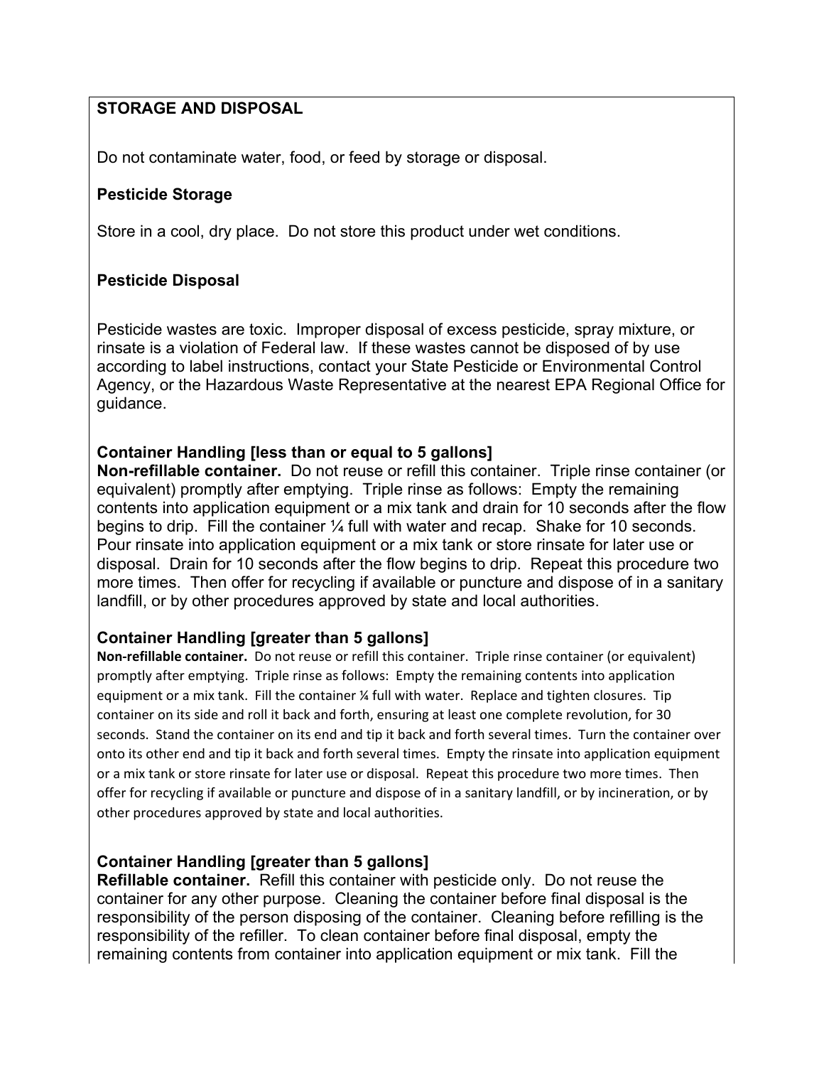## STORAGE AND DISPOSAL

Do not contaminate water, food, or feed by storage or disposal.

### Pesticide Storage

Store in a cool, dry place. Do not store this product under wet conditions.

### Pesticide Disposal

Pesticide wastes are toxic. Improper disposal of excess pesticide, spray mixture, or rinsate is a violation of Federal law. If these wastes cannot be disposed of by use according to label instructions, contact your State Pesticide or Environmental Control Agency, or the Hazardous Waste Representative at the nearest EPA Regional Office for guidance.

### Container Handling [less than or equal to 5 gallons]

**Non-refillable container.** Do not reuse or refill this container. Triple rinse container (or equivalent) promptly after emptying. Triple rinse as follows: Empty the remaining contents into application equipment or a mix tank and drain for 10 seconds after the flow begins to drip. Fill the container ¼ full with water and recap. Shake for 10 seconds. Pour rinsate into application equipment or a mix tank or store rinsate for later use or disposal. Drain for 10 seconds after the flow begins to drip. Repeat this procedure two more times. Then offer for recycling if available or puncture and dispose of in a sanitary landfill, or by other procedures approved by state and local authorities.

### Container Handling [greater than 5 gallons]

**Non-refillable container.** Do not reuse or refill this container. Triple rinse container (or equivalent) promptly after emptying. Triple rinse as follows: Empty the remaining contents into application equipment or a mix tank. Fill the container ¼ full with water. Replace and tighten closures. Tip container on its side and roll it back and forth, ensuring at least one complete revolution, for 30 seconds. Stand the container on its end and tip it back and forth several times. Turn the container over onto its other end and tip it back and forth several times. Empty the rinsate into application equipment or a mix tank or store rinsate for later use or disposal. Repeat this procedure two more times. Then offer for recycling if available or puncture and dispose of in a sanitary landfill, or by incineration, or by other procedures approved by state and local authorities.

### Container Handling [greater than 5 gallons]

**Refillable container.** Refill this container with pesticide only. Do not reuse the container for any other purpose. Cleaning the container before final disposal is the responsibility of the person disposing of the container. Cleaning before refilling is the responsibility of the refiller. To clean container before final disposal, empty the remaining contents from container into application equipment or mix tank. Fill the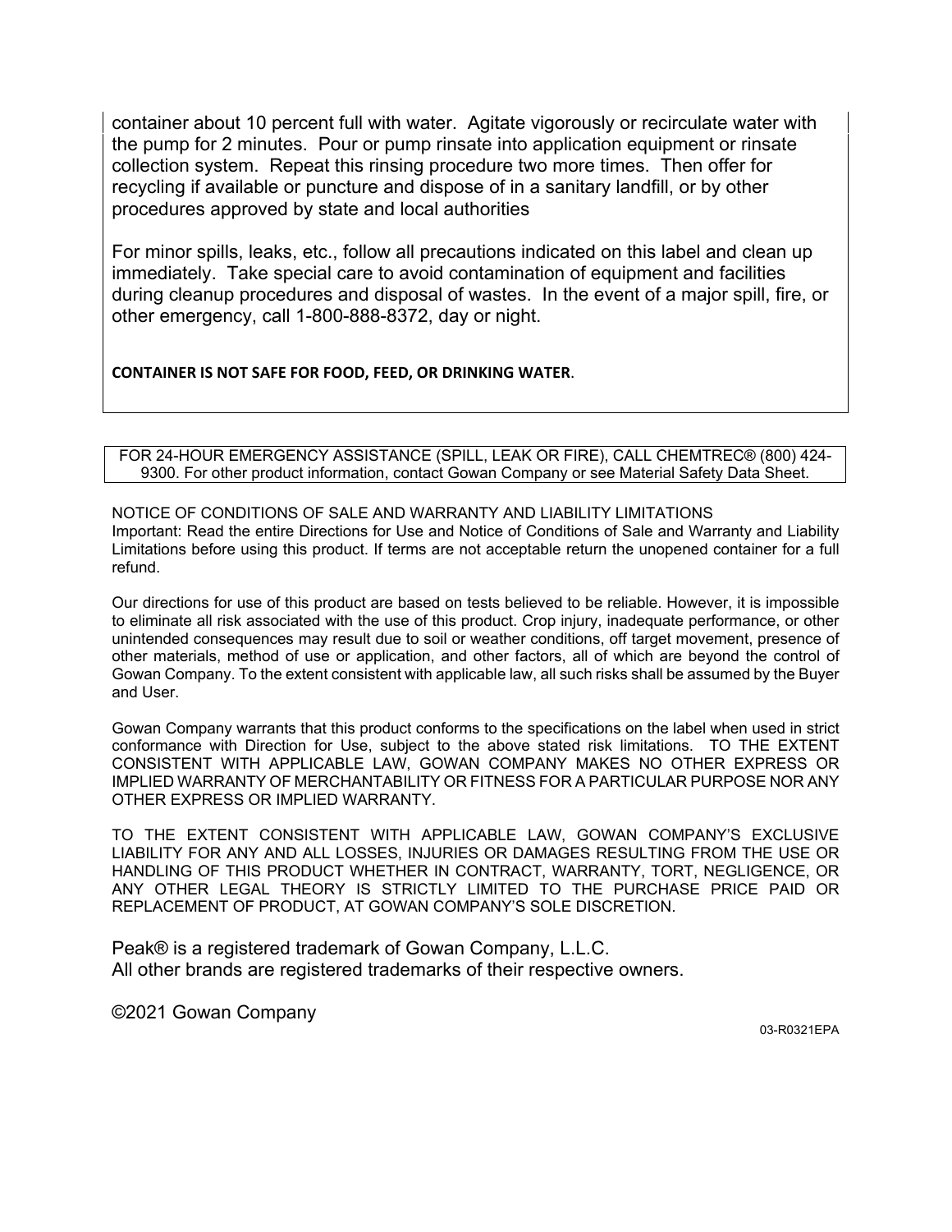container about 10 percent full with water. Agitate vigorously or recirculate water with the pump for 2 minutes. Pour or pump rinsate into application equipment or rinsate collection system. Repeat this rinsing procedure two more times. Then offer for recycling if available or puncture and dispose of in a sanitary landfill, or by other procedures approved by state and local authorities

For minor spills, leaks, etc., follow all precautions indicated on this label and clean up immediately. Take special care to avoid contamination of equipment and facilities during cleanup procedures and disposal of wastes. In the event of a major spill, fire, or other emergency, call 1-800-888-8372, day or night.

**CONTAINER IS NOT SAFE FOR FOOD, FEED, OR DRINKING WATER**.

FOR 24-HOUR EMERGENCY ASSISTANCE (SPILL, LEAK OR FIRE), CALL CHEMTREC® (800) 424-9300. For other product information, contact Gowan Company or see Material Safety Data Sheet.

NOTICE OF CONDITIONS OF SALE AND WARRANTY AND LIABILITY LIMITATIONS

Important: Read the entire Directions for Use and Notice of Conditions of Sale and Warranty and Liability Limitations before using this product. If terms are not acceptable return the unopened container for a full refund.

Our directions for use of this product are based on tests believed to be reliable. However, it is impossible to eliminate all risk associated with the use of this product. Crop injury, inadequate performance, or other unintended consequences may result due to soil or weather conditions, off target movement, presence of other materials, method of use or application, and other factors, all of which are beyond the control of Gowan Company. To the extent consistent with applicable law, all such risks shall be assumed by the Buyer and User.

Gowan Company warrants that this product conforms to the specifications on the label when used in strict conformance with Direction for Use, subject to the above stated risk limitations. TO THE EXTENT CONSISTENT WITH APPLICABLE LAW, GOWAN COMPANY MAKES NO OTHER EXPRESS OR IMPLIED WARRANTY OF MERCHANTABILITY OR FITNESS FOR A PARTICULAR PURPOSE NOR ANY OTHER EXPRESS OR IMPLIED WARRANTY.

TO THE EXTENT CONSISTENT WITH APPLICABLE LAW, GOWAN COMPANY'S EXCLUSIVE LIABILITY FOR ANY AND ALL LOSSES, INJURIES OR DAMAGES RESULTING FROM THE USE OR HANDLING OF THIS PRODUCT WHETHER IN CONTRACT, WARRANTY, TORT, NEGLIGENCE, OR ANY OTHER LEGAL THEORY IS STRICTLY LIMITED TO THE PURCHASE PRICE PAID OR REPLACEMENT OF PRODUCT, AT GOWAN COMPANY'S SOLE DISCRETION.

Peak® is a registered trademark of Gowan Company, L.L.C.
All other brands are registered trademarks of their respective owners.

©2021 Gowan Company

03-R0321EPA